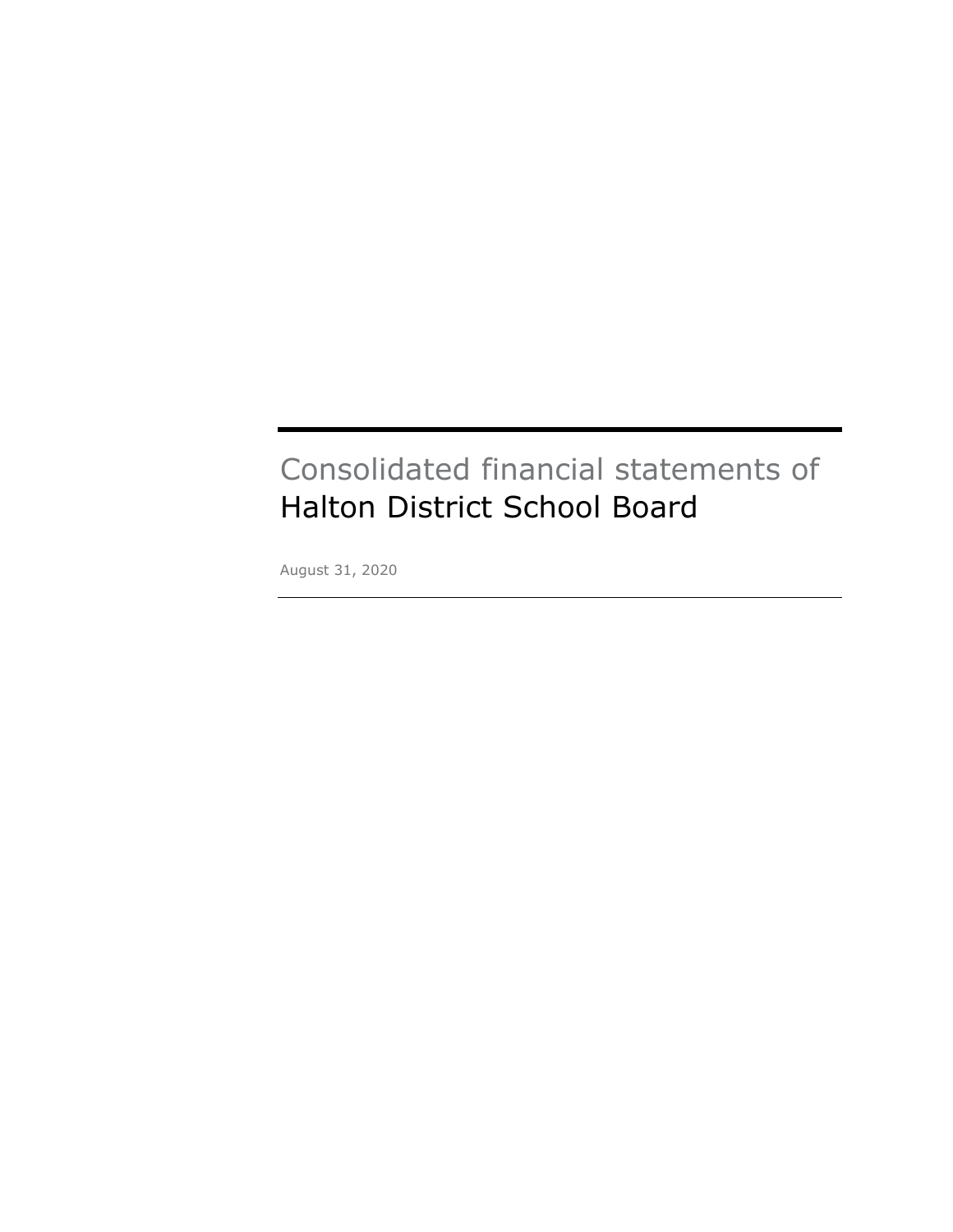# Consolidated financial statements of Halton District School Board

August 31, 2020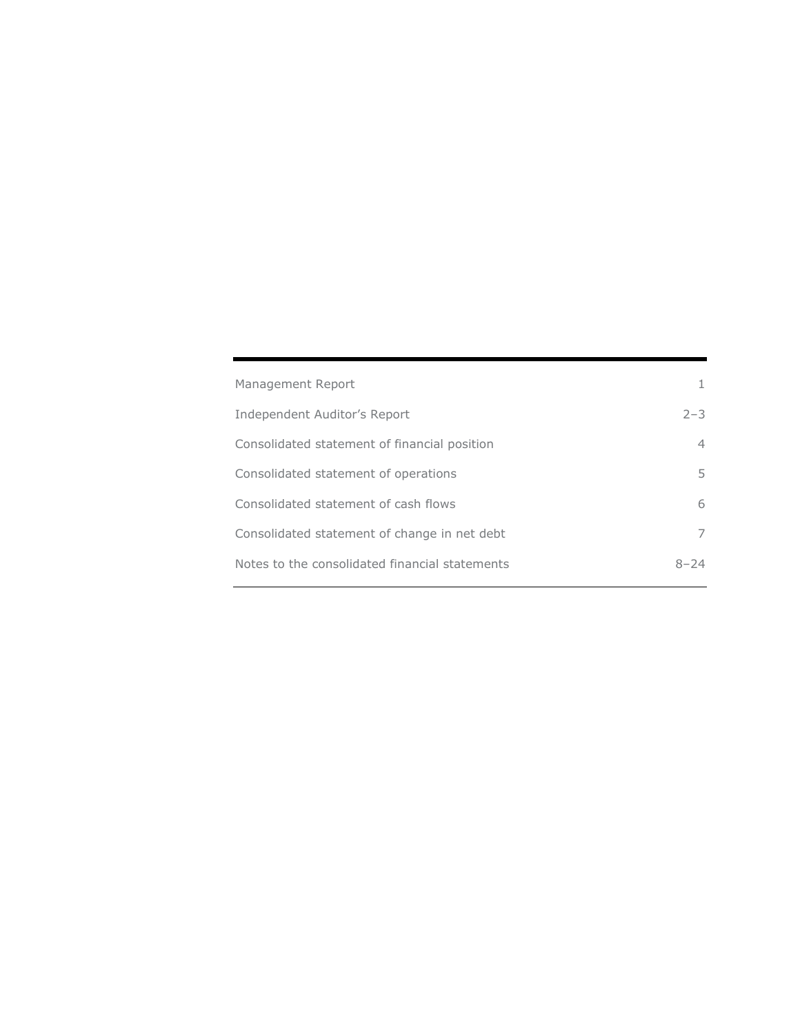| | |
|---|---|
| Management Report | 1 |
| Independent Auditor's Report | 2–3 |
| Consolidated statement of financial position | 4 |
| Consolidated statement of operations | 5 |
| Consolidated statement of cash flows | 6 |
| Consolidated statement of change in net debt | 7 |
| Notes to the consolidated financial statements | 8–24 |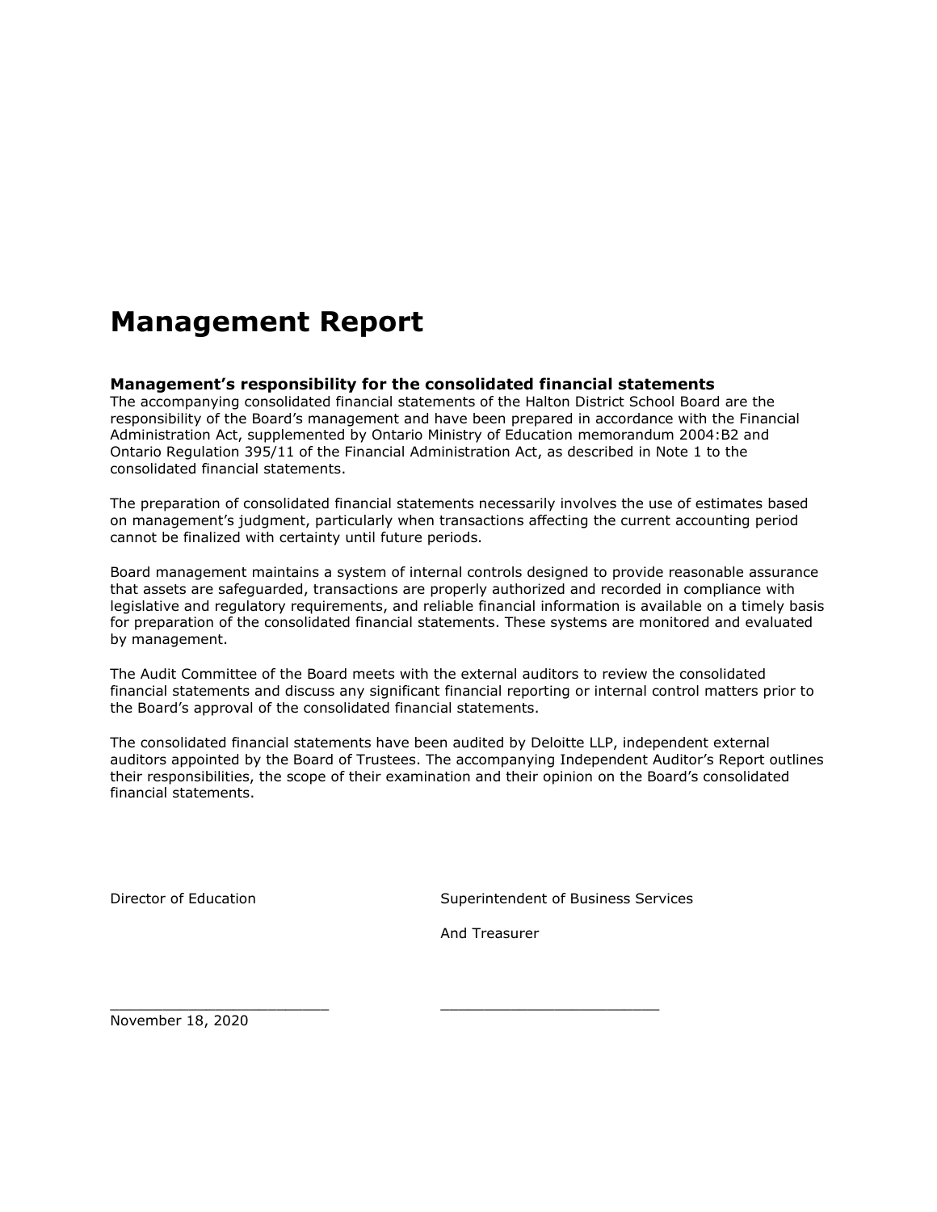# Management Report

### Management's responsibility for the consolidated financial statements

The accompanying consolidated financial statements of the Halton District School Board are the responsibility of the Board's management and have been prepared in accordance with the Financial Administration Act, supplemented by Ontario Ministry of Education memorandum 2004:B2 and Ontario Regulation 395/11 of the Financial Administration Act, as described in Note 1 to the consolidated financial statements.

The preparation of consolidated financial statements necessarily involves the use of estimates based on management's judgment, particularly when transactions affecting the current accounting period cannot be finalized with certainty until future periods.

Board management maintains a system of internal controls designed to provide reasonable assurance that assets are safeguarded, transactions are properly authorized and recorded in compliance with legislative and regulatory requirements, and reliable financial information is available on a timely basis for preparation of the consolidated financial statements. These systems are monitored and evaluated by management.

The Audit Committee of the Board meets with the external auditors to review the consolidated financial statements and discuss any significant financial reporting or internal control matters prior to the Board's approval of the consolidated financial statements.

The consolidated financial statements have been audited by Deloitte LLP, independent external auditors appointed by the Board of Trustees. The accompanying Independent Auditor's Report outlines their responsibilities, the scope of their examination and their opinion on the Board's consolidated financial statements.

Director of Education

Superintendent of Business Services

And Treasurer

\_\_\_\_\_\_\_\_\_\_\_\_\_\_\_\_\_\_\_\_\_\_\_\_\_ \_\_\_\_\_\_\_\_\_\_\_\_\_\_\_\_\_\_\_\_\_\_\_\_\_

November 18, 2020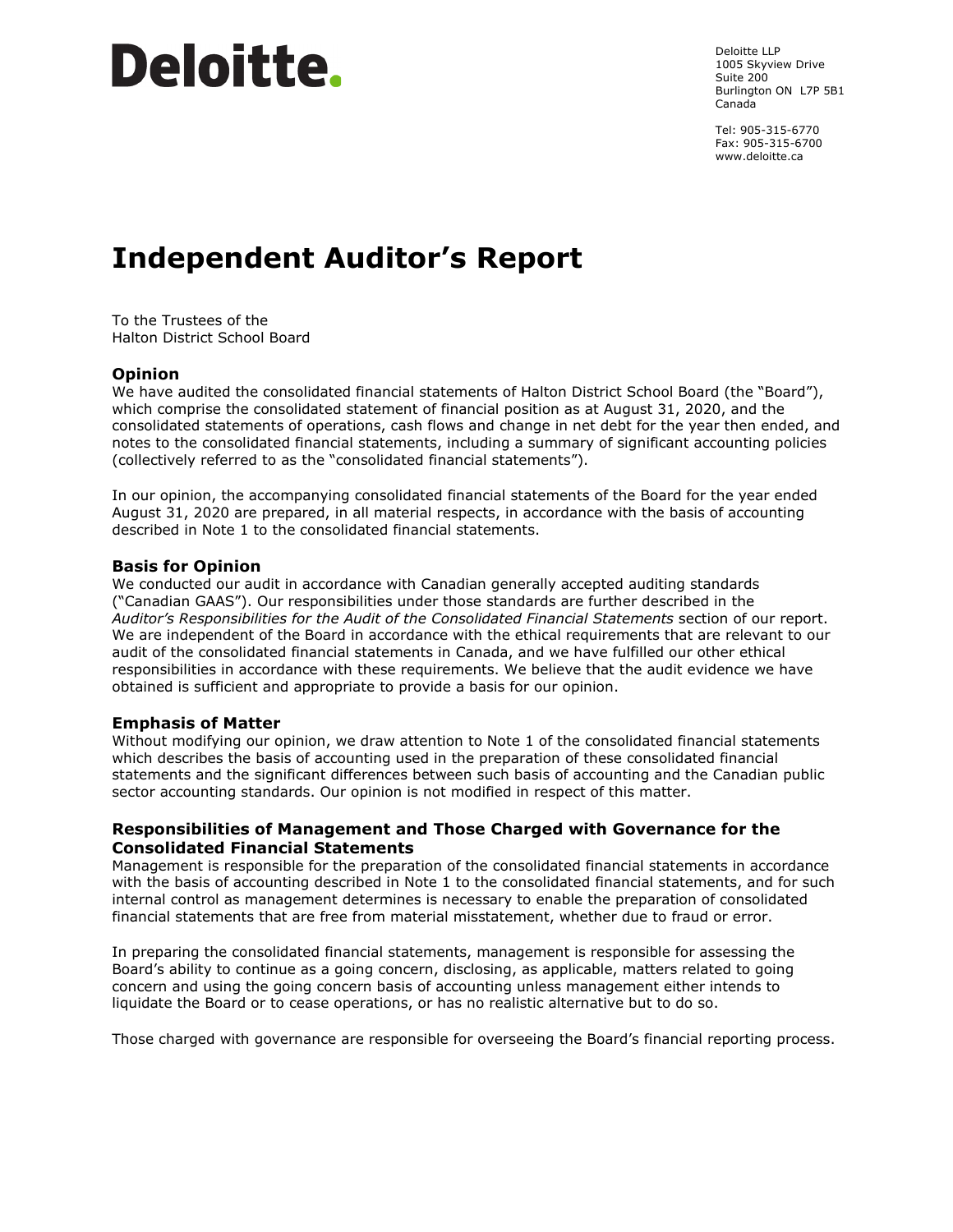Deloitte.

Deloitte LLP
1005 Skyview Drive
Suite 200
Burlington ON L7P 5B1
Canada

Tel: 905-315-6770
Fax: 905-315-6700
www.deloitte.ca

# Independent Auditor's Report

To the Trustees of the
Halton District School Board

## Opinion

We have audited the consolidated financial statements of Halton District School Board (the "Board"), which comprise the consolidated statement of financial position as at August 31, 2020, and the consolidated statements of operations, cash flows and change in net debt for the year then ended, and notes to the consolidated financial statements, including a summary of significant accounting policies (collectively referred to as the "consolidated financial statements").

In our opinion, the accompanying consolidated financial statements of the Board for the year ended August 31, 2020 are prepared, in all material respects, in accordance with the basis of accounting described in Note 1 to the consolidated financial statements.

## Basis for Opinion

We conducted our audit in accordance with Canadian generally accepted auditing standards ("Canadian GAAS"). Our responsibilities under those standards are further described in the *Auditor's Responsibilities for the Audit of the Consolidated Financial Statements* section of our report. We are independent of the Board in accordance with the ethical requirements that are relevant to our audit of the consolidated financial statements in Canada, and we have fulfilled our other ethical responsibilities in accordance with these requirements. We believe that the audit evidence we have obtained is sufficient and appropriate to provide a basis for our opinion.

## Emphasis of Matter

Without modifying our opinion, we draw attention to Note 1 of the consolidated financial statements which describes the basis of accounting used in the preparation of these consolidated financial statements and the significant differences between such basis of accounting and the Canadian public sector accounting standards. Our opinion is not modified in respect of this matter.

## Responsibilities of Management and Those Charged with Governance for the Consolidated Financial Statements

Management is responsible for the preparation of the consolidated financial statements in accordance with the basis of accounting described in Note 1 to the consolidated financial statements, and for such internal control as management determines is necessary to enable the preparation of consolidated financial statements that are free from material misstatement, whether due to fraud or error.

In preparing the consolidated financial statements, management is responsible for assessing the Board's ability to continue as a going concern, disclosing, as applicable, matters related to going concern and using the going concern basis of accounting unless management either intends to liquidate the Board or to cease operations, or has no realistic alternative but to do so.

Those charged with governance are responsible for overseeing the Board's financial reporting process.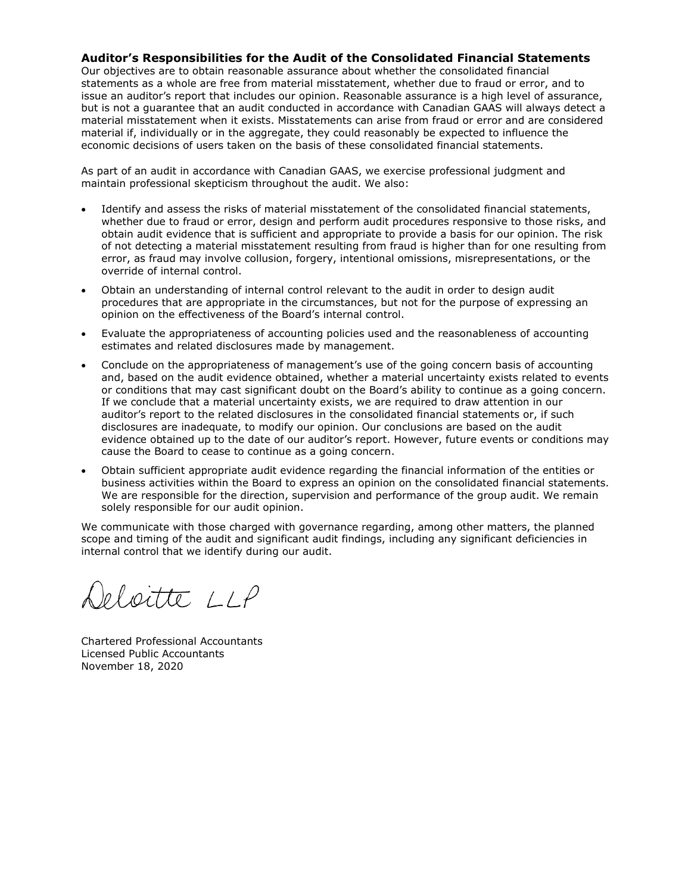### Auditor's Responsibilities for the Audit of the Consolidated Financial Statements

Our objectives are to obtain reasonable assurance about whether the consolidated financial statements as a whole are free from material misstatement, whether due to fraud or error, and to issue an auditor's report that includes our opinion. Reasonable assurance is a high level of assurance, but is not a guarantee that an audit conducted in accordance with Canadian GAAS will always detect a material misstatement when it exists. Misstatements can arise from fraud or error and are considered material if, individually or in the aggregate, they could reasonably be expected to influence the economic decisions of users taken on the basis of these consolidated financial statements.

As part of an audit in accordance with Canadian GAAS, we exercise professional judgment and maintain professional skepticism throughout the audit. We also:

- Identify and assess the risks of material misstatement of the consolidated financial statements, whether due to fraud or error, design and perform audit procedures responsive to those risks, and obtain audit evidence that is sufficient and appropriate to provide a basis for our opinion. The risk of not detecting a material misstatement resulting from fraud is higher than for one resulting from error, as fraud may involve collusion, forgery, intentional omissions, misrepresentations, or the override of internal control.
- Obtain an understanding of internal control relevant to the audit in order to design audit procedures that are appropriate in the circumstances, but not for the purpose of expressing an opinion on the effectiveness of the Board's internal control.
- Evaluate the appropriateness of accounting policies used and the reasonableness of accounting estimates and related disclosures made by management.
- Conclude on the appropriateness of management's use of the going concern basis of accounting and, based on the audit evidence obtained, whether a material uncertainty exists related to events or conditions that may cast significant doubt on the Board's ability to continue as a going concern. If we conclude that a material uncertainty exists, we are required to draw attention in our auditor's report to the related disclosures in the consolidated financial statements or, if such disclosures are inadequate, to modify our opinion. Our conclusions are based on the audit evidence obtained up to the date of our auditor's report. However, future events or conditions may cause the Board to cease to continue as a going concern.
- Obtain sufficient appropriate audit evidence regarding the financial information of the entities or business activities within the Board to express an opinion on the consolidated financial statements. We are responsible for the direction, supervision and performance of the group audit. We remain solely responsible for our audit opinion.

We communicate with those charged with governance regarding, among other matters, the planned scope and timing of the audit and significant audit findings, including any significant deficiencies in internal control that we identify during our audit.

Deloitte LLP

Chartered Professional Accountants
Licensed Public Accountants
November 18, 2020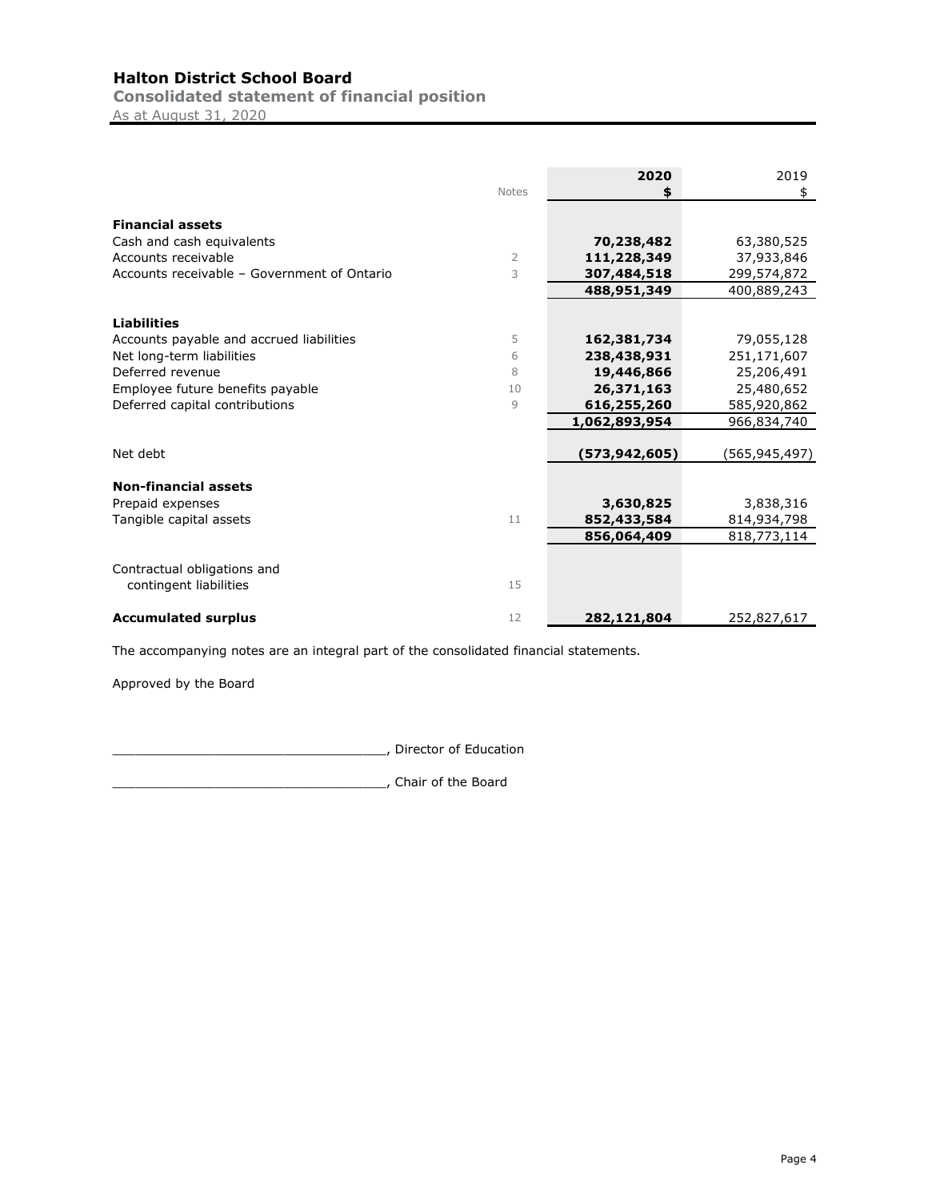# Halton District School Board

## Consolidated statement of financial position

As at August 31, 2020

| | Notes | 2020 $ | 2019 $ |
|---|---|---|---|
| **Financial assets** | | | |
| Cash and cash equivalents | | **70,238,482** | 63,380,525 |
| Accounts receivable | 2 | **111,228,349** | 37,933,846 |
| Accounts receivable – Government of Ontario | 3 | **307,484,518** | 299,574,872 |
| | | **488,951,349** | 400,889,243 |
| **Liabilities** | | | |
| Accounts payable and accrued liabilities | 5 | **162,381,734** | 79,055,128 |
| Net long-term liabilities | 6 | **238,438,931** | 251,171,607 |
| Deferred revenue | 8 | **19,446,866** | 25,206,491 |
| Employee future benefits payable | 10 | **26,371,163** | 25,480,652 |
| Deferred capital contributions | 9 | **616,255,260** | 585,920,862 |
| | | **1,062,893,954** | 966,834,740 |
| Net debt | | **(573,942,605)** | (565,945,497) |
| **Non-financial assets** | | | |
| Prepaid expenses | | **3,630,825** | 3,838,316 |
| Tangible capital assets | 11 | **852,433,584** | 814,934,798 |
| | | **856,064,409** | 818,773,114 |
| Contractual obligations and contingent liabilities | 15 | | |
| **Accumulated surplus** | 12 | **282,121,804** | 252,827,617 |

The accompanying notes are an integral part of the consolidated financial statements.

Approved by the Board

___________________________________, Director of Education

___________________________________, Chair of the Board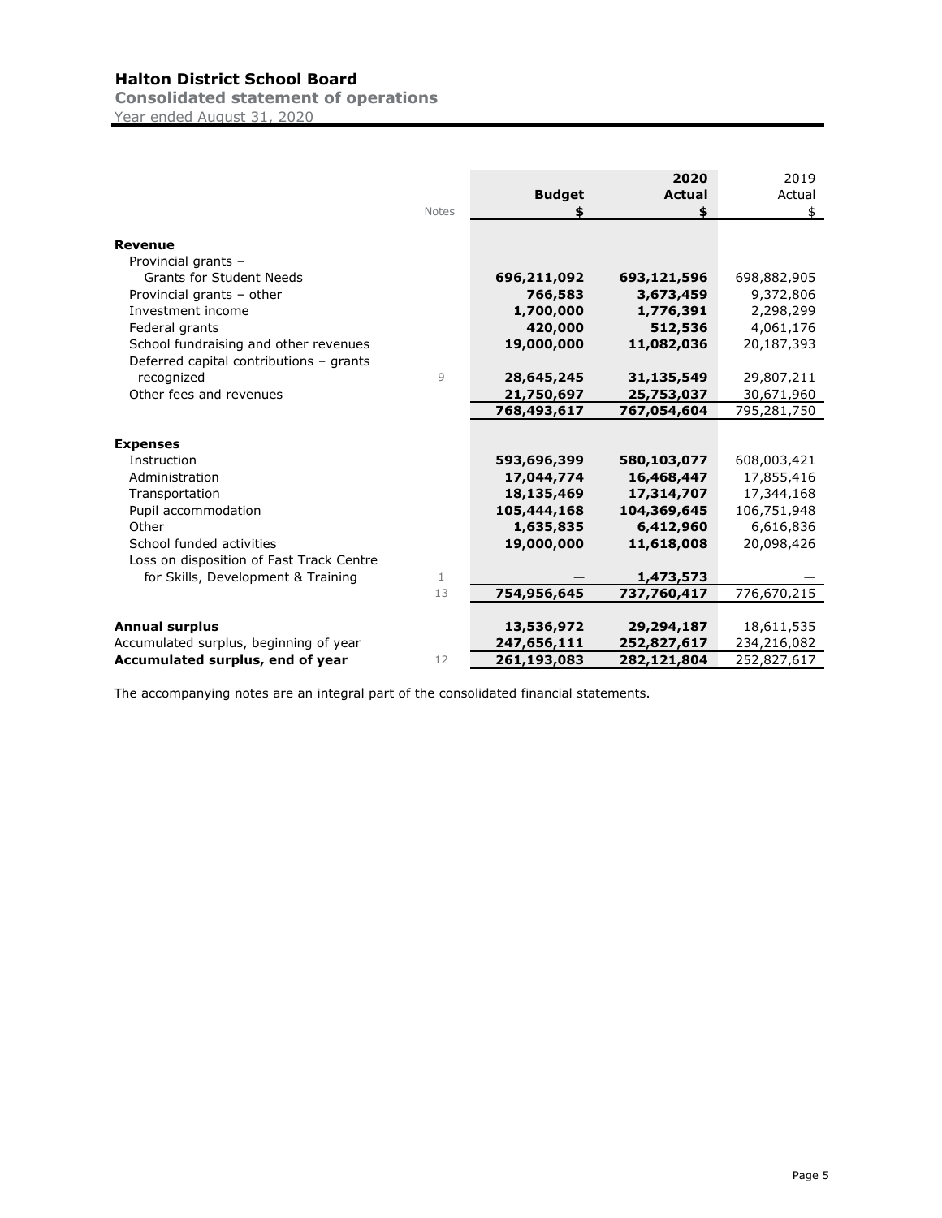# Halton District School Board

## Consolidated statement of operations

Year ended August 31, 2020

| | Notes | Budget $ | 2020 Actual $ | 2019 Actual $ |
|---|---|---|---|---|
| **Revenue** | | | | |
| Provincial grants – Grants for Student Needs | | **696,211,092** | **693,121,596** | 698,882,905 |
| Provincial grants – other | | **766,583** | **3,673,459** | 9,372,806 |
| Investment income | | **1,700,000** | **1,776,391** | 2,298,299 |
| Federal grants | | **420,000** | **512,536** | 4,061,176 |
| School fundraising and other revenues | | **19,000,000** | **11,082,036** | 20,187,393 |
| Deferred capital contributions – grants recognized | 9 | **28,645,245** | **31,135,549** | 29,807,211 |
| Other fees and revenues | | **21,750,697** | **25,753,037** | 30,671,960 |
| | | **768,493,617** | **767,054,604** | 795,281,750 |
| **Expenses** | | | | |
| Instruction | | **593,696,399** | **580,103,077** | 608,003,421 |
| Administration | | **17,044,774** | **16,468,447** | 17,855,416 |
| Transportation | | **18,135,469** | **17,314,707** | 17,344,168 |
| Pupil accommodation | | **105,444,168** | **104,369,645** | 106,751,948 |
| Other | | **1,635,835** | **6,412,960** | 6,616,836 |
| School funded activities | | **19,000,000** | **11,618,008** | 20,098,426 |
| Loss on disposition of Fast Track Centre for Skills, Development & Training | 1 | **—** | **1,473,573** | — |
| | 13 | **754,956,645** | **737,760,417** | 776,670,215 |
| **Annual surplus** | | **13,536,972** | **29,294,187** | 18,611,535 |
| Accumulated surplus, beginning of year | | **247,656,111** | **252,827,617** | 234,216,082 |
| **Accumulated surplus, end of year** | 12 | **261,193,083** | **282,121,804** | 252,827,617 |

The accompanying notes are an integral part of the consolidated financial statements.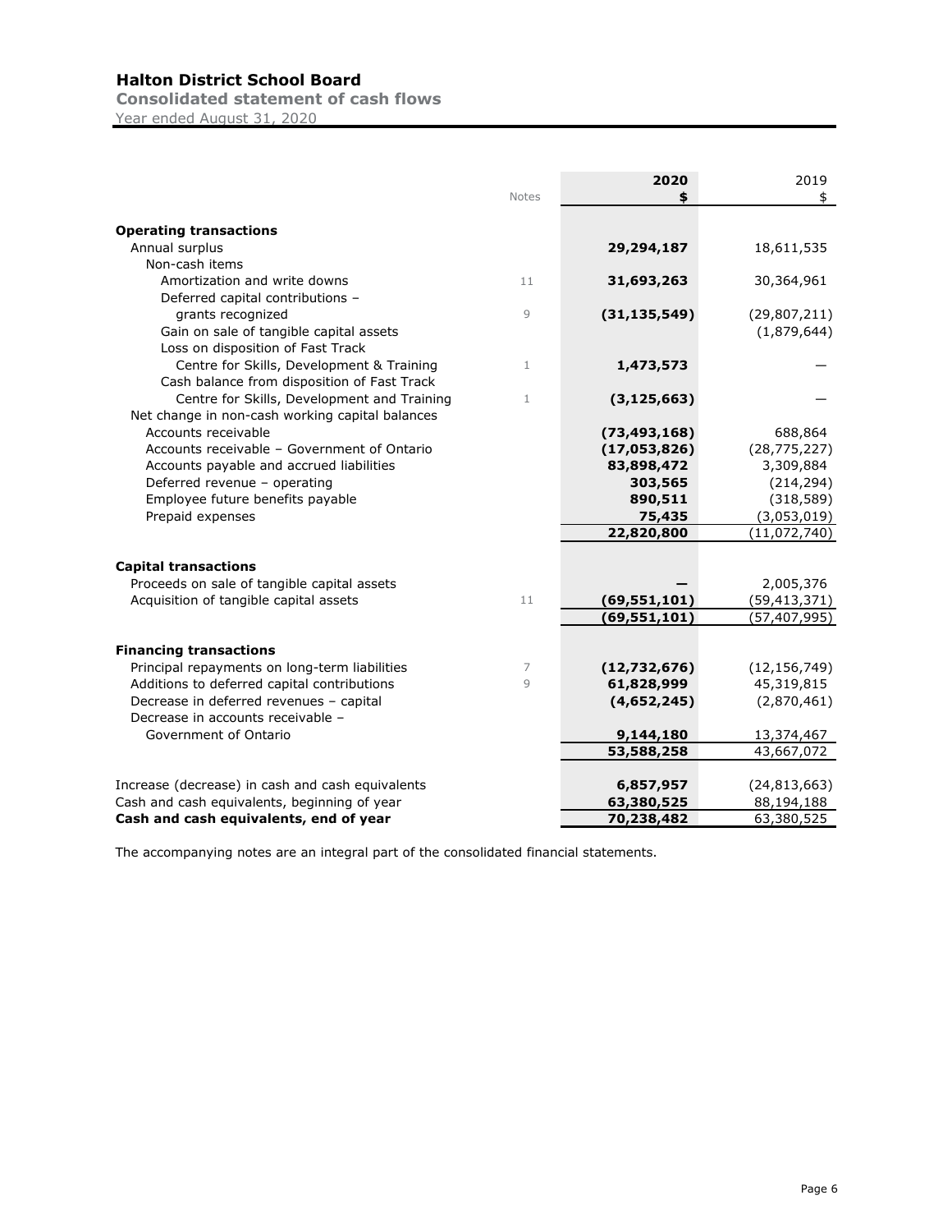# Halton District School Board

**Consolidated statement of cash flows**

Year ended August 31, 2020

| | Notes | 2020 $ | 2019 $ |
|---|---|---|---|
| **Operating transactions** | | | |
| Annual surplus | | **29,294,187** | 18,611,535 |
| Non-cash items | | | |
| Amortization and write downs | 11 | **31,693,263** | 30,364,961 |
| Deferred capital contributions – grants recognized | 9 | **(31,135,549)** | (29,807,211) |
| Gain on sale of tangible capital assets | | | (1,879,644) |
| Loss on disposition of Fast Track Centre for Skills, Development & Training | 1 | **1,473,573** | — |
| Cash balance from disposition of Fast Track Centre for Skills, Development and Training | 1 | **(3,125,663)** | — |
| Net change in non-cash working capital balances | | | |
| Accounts receivable | | **(73,493,168)** | 688,864 |
| Accounts receivable – Government of Ontario | | **(17,053,826)** | (28,775,227) |
| Accounts payable and accrued liabilities | | **83,898,472** | 3,309,884 |
| Deferred revenue – operating | | **303,565** | (214,294) |
| Employee future benefits payable | | **890,511** | (318,589) |
| Prepaid expenses | | **75,435** | (3,053,019) |
| | | **22,820,800** | (11,072,740) |
| **Capital transactions** | | | |
| Proceeds on sale of tangible capital assets | | **—** | 2,005,376 |
| Acquisition of tangible capital assets | 11 | **(69,551,101)** | (59,413,371) |
| | | **(69,551,101)** | (57,407,995) |
| **Financing transactions** | | | |
| Principal repayments on long-term liabilities | 7 | **(12,732,676)** | (12,156,749) |
| Additions to deferred capital contributions | 9 | **61,828,999** | 45,319,815 |
| Decrease in deferred revenues – capital | | **(4,652,245)** | (2,870,461) |
| Decrease in accounts receivable – Government of Ontario | | **9,144,180** | 13,374,467 |
| | | **53,588,258** | 43,667,072 |
| Increase (decrease) in cash and cash equivalents | | **6,857,957** | (24,813,663) |
| Cash and cash equivalents, beginning of year | | **63,380,525** | 88,194,188 |
| **Cash and cash equivalents, end of year** | | **70,238,482** | 63,380,525 |

The accompanying notes are an integral part of the consolidated financial statements.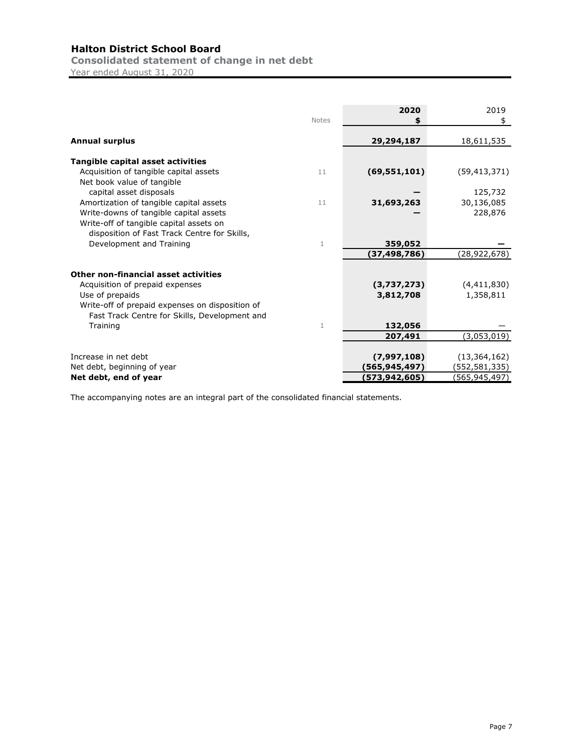# Halton District School Board

**Consolidated statement of change in net debt**

Year ended August 31, 2020

| | Notes | 2020<br>$ | 2019<br>$ |
|---|---|---|---|
| **Annual surplus** | | **29,294,187** | 18,611,535 |
| | | | |
| **Tangible capital asset activities** | | | |
| Acquisition of tangible capital assets | 11 | **(69,551,101)** | (59,413,371) |
| Net book value of tangible capital asset disposals | | **—** | 125,732 |
| Amortization of tangible capital assets | 11 | **31,693,263** | 30,136,085 |
| Write-downs of tangible capital assets | | **—** | 228,876 |
| Write-off of tangible capital assets on disposition of Fast Track Centre for Skills, Development and Training | 1 | **359,052** | **—** |
| | | **(37,498,786)** | (28,922,678) |
| | | | |
| **Other non-financial asset activities** | | | |
| Acquisition of prepaid expenses | | **(3,737,273)** | (4,411,830) |
| Use of prepaids | | **3,812,708** | 1,358,811 |
| Write-off of prepaid expenses on disposition of Fast Track Centre for Skills, Development and Training | 1 | **132,056** | — |
| | | **207,491** | (3,053,019) |
| | | | |
| Increase in net debt | | **(7,997,108)** | (13,364,162) |
| Net debt, beginning of year | | **(565,945,497)** | (552,581,335) |
| **Net debt, end of year** | | **(573,942,605)** | (565,945,497) |

The accompanying notes are an integral part of the consolidated financial statements.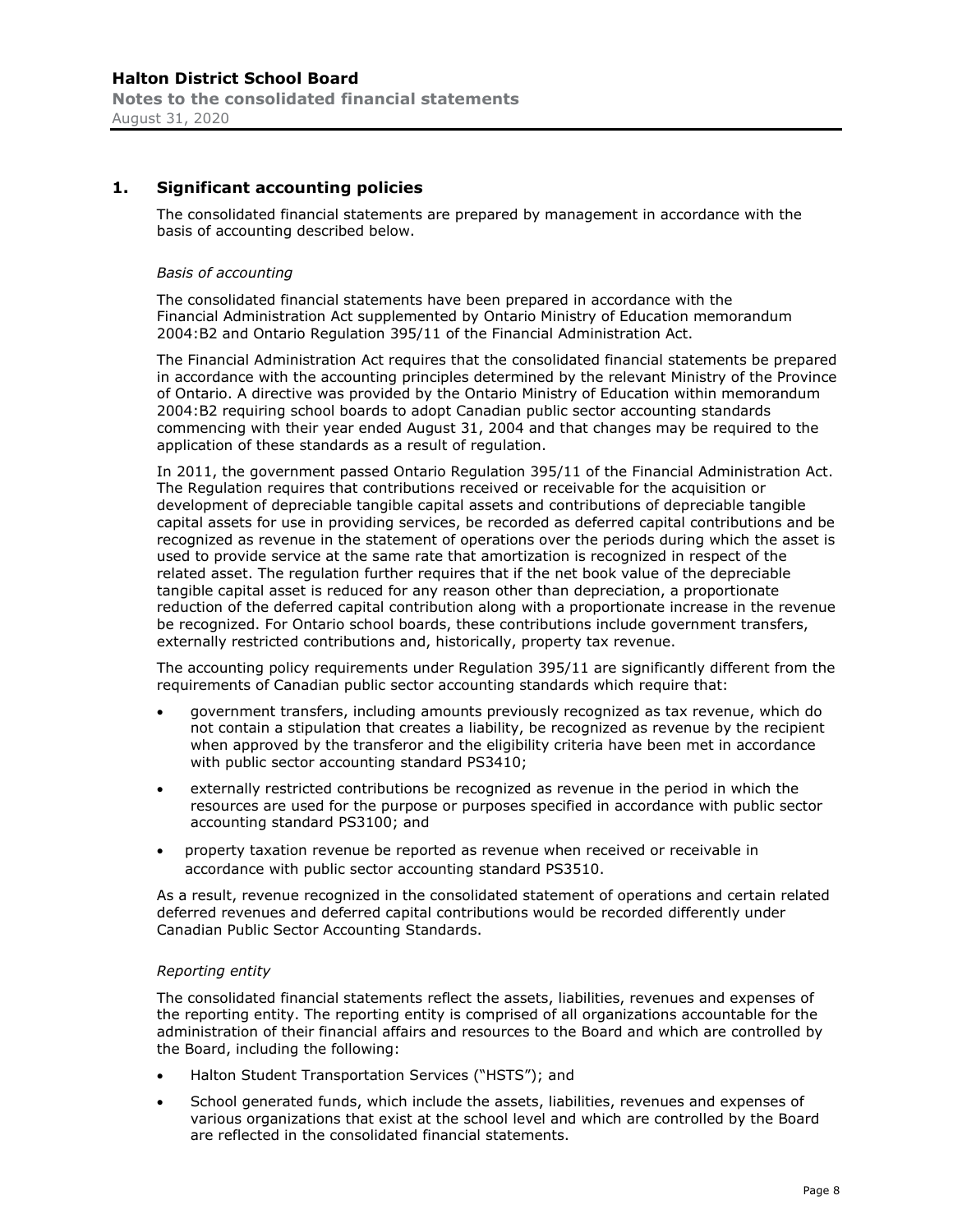## 1. Significant accounting policies

The consolidated financial statements are prepared by management in accordance with the basis of accounting described below.

*Basis of accounting*

The consolidated financial statements have been prepared in accordance with the Financial Administration Act supplemented by Ontario Ministry of Education memorandum 2004:B2 and Ontario Regulation 395/11 of the Financial Administration Act.

The Financial Administration Act requires that the consolidated financial statements be prepared in accordance with the accounting principles determined by the relevant Ministry of the Province of Ontario. A directive was provided by the Ontario Ministry of Education within memorandum 2004:B2 requiring school boards to adopt Canadian public sector accounting standards commencing with their year ended August 31, 2004 and that changes may be required to the application of these standards as a result of regulation.

In 2011, the government passed Ontario Regulation 395/11 of the Financial Administration Act. The Regulation requires that contributions received or receivable for the acquisition or development of depreciable tangible capital assets and contributions of depreciable tangible capital assets for use in providing services, be recorded as deferred capital contributions and be recognized as revenue in the statement of operations over the periods during which the asset is used to provide service at the same rate that amortization is recognized in respect of the related asset. The regulation further requires that if the net book value of the depreciable tangible capital asset is reduced for any reason other than depreciation, a proportionate reduction of the deferred capital contribution along with a proportionate increase in the revenue be recognized. For Ontario school boards, these contributions include government transfers, externally restricted contributions and, historically, property tax revenue.

The accounting policy requirements under Regulation 395/11 are significantly different from the requirements of Canadian public sector accounting standards which require that:

- government transfers, including amounts previously recognized as tax revenue, which do not contain a stipulation that creates a liability, be recognized as revenue by the recipient when approved by the transferor and the eligibility criteria have been met in accordance with public sector accounting standard PS3410;
- externally restricted contributions be recognized as revenue in the period in which the resources are used for the purpose or purposes specified in accordance with public sector accounting standard PS3100; and
- property taxation revenue be reported as revenue when received or receivable in accordance with public sector accounting standard PS3510.

As a result, revenue recognized in the consolidated statement of operations and certain related deferred revenues and deferred capital contributions would be recorded differently under Canadian Public Sector Accounting Standards.

*Reporting entity*

The consolidated financial statements reflect the assets, liabilities, revenues and expenses of the reporting entity. The reporting entity is comprised of all organizations accountable for the administration of their financial affairs and resources to the Board and which are controlled by the Board, including the following:

- Halton Student Transportation Services ("HSTS"); and
- School generated funds, which include the assets, liabilities, revenues and expenses of various organizations that exist at the school level and which are controlled by the Board are reflected in the consolidated financial statements.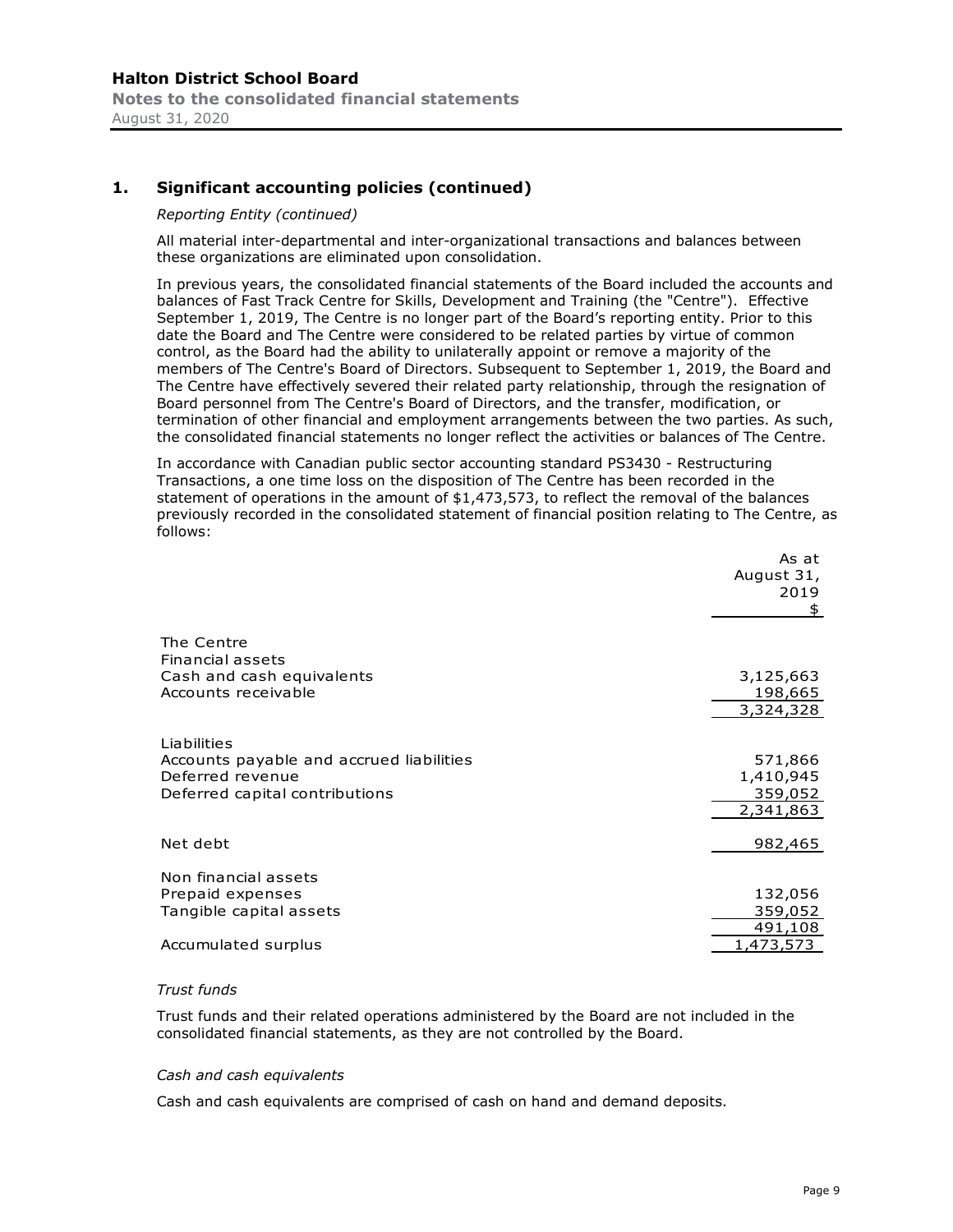## 1. Significant accounting policies (continued)

*Reporting Entity (continued)*

All material inter-departmental and inter-organizational transactions and balances between these organizations are eliminated upon consolidation.

In previous years, the consolidated financial statements of the Board included the accounts and balances of Fast Track Centre for Skills, Development and Training (the "Centre"). Effective September 1, 2019, The Centre is no longer part of the Board's reporting entity. Prior to this date the Board and The Centre were considered to be related parties by virtue of common control, as the Board had the ability to unilaterally appoint or remove a majority of the members of The Centre's Board of Directors. Subsequent to September 1, 2019, the Board and The Centre have effectively severed their related party relationship, through the resignation of Board personnel from The Centre's Board of Directors, and the transfer, modification, or termination of other financial and employment arrangements between the two parties. As such, the consolidated financial statements no longer reflect the activities or balances of The Centre.

In accordance with Canadian public sector accounting standard PS3430 - Restructuring Transactions, a one time loss on the disposition of The Centre has been recorded in the statement of operations in the amount of $1,473,573, to reflect the removal of the balances previously recorded in the consolidated statement of financial position relating to The Centre, as follows:

| | As at August 31, 2019 $ |
|---|---|
| The Centre | |
| Financial assets | |
| Cash and cash equivalents | 3,125,663 |
| Accounts receivable | 198,665 |
| | 3,324,328 |
| Liabilities | |
| Accounts payable and accrued liabilities | 571,866 |
| Deferred revenue | 1,410,945 |
| Deferred capital contributions | 359,052 |
| | 2,341,863 |
| Net debt | 982,465 |
| Non financial assets | |
| Prepaid expenses | 132,056 |
| Tangible capital assets | 359,052 |
| | 491,108 |
| Accumulated surplus | 1,473,573 |

*Trust funds*

Trust funds and their related operations administered by the Board are not included in the consolidated financial statements, as they are not controlled by the Board.

*Cash and cash equivalents*

Cash and cash equivalents are comprised of cash on hand and demand deposits.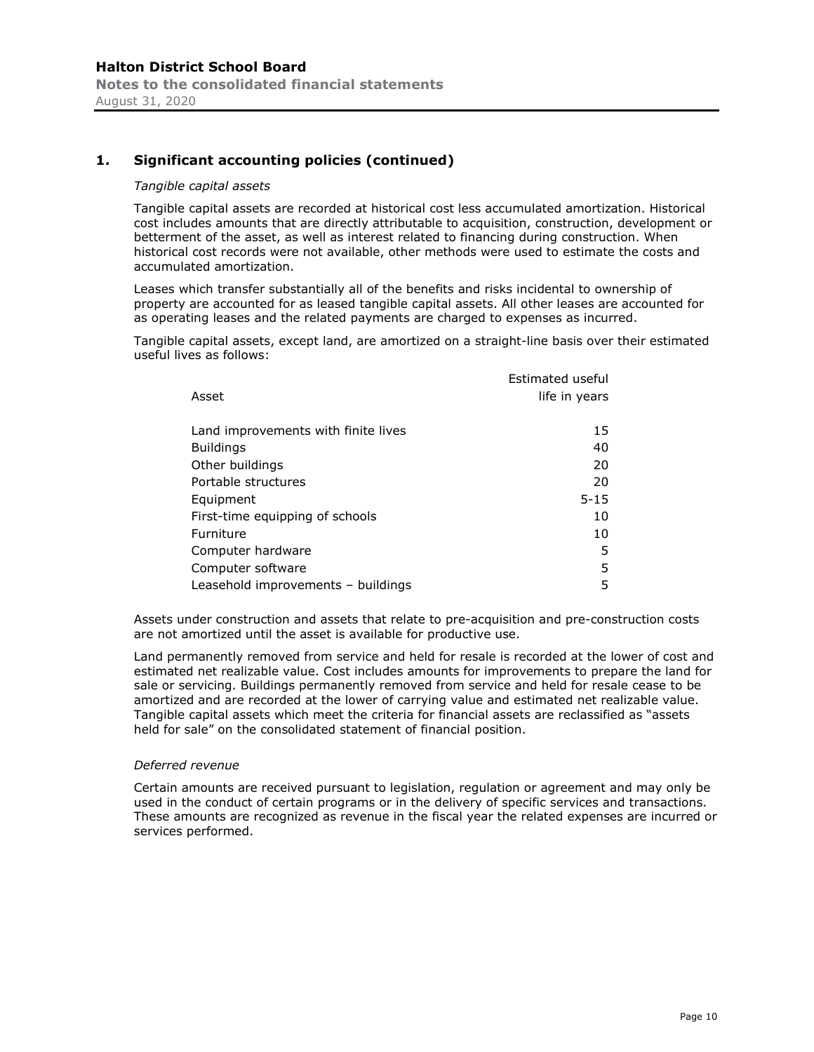## 1. Significant accounting policies (continued)

*Tangible capital assets*

Tangible capital assets are recorded at historical cost less accumulated amortization. Historical cost includes amounts that are directly attributable to acquisition, construction, development or betterment of the asset, as well as interest related to financing during construction. When historical cost records were not available, other methods were used to estimate the costs and accumulated amortization.

Leases which transfer substantially all of the benefits and risks incidental to ownership of property are accounted for as leased tangible capital assets. All other leases are accounted for as operating leases and the related payments are charged to expenses as incurred.

Tangible capital assets, except land, are amortized on a straight-line basis over their estimated useful lives as follows:

| Asset | Estimated useful life in years |
|---|---|
| Land improvements with finite lives | 15 |
| Buildings | 40 |
| Other buildings | 20 |
| Portable structures | 20 |
| Equipment | 5-15 |
| First-time equipping of schools | 10 |
| Furniture | 10 |
| Computer hardware | 5 |
| Computer software | 5 |
| Leasehold improvements – buildings | 5 |

Assets under construction and assets that relate to pre-acquisition and pre-construction costs are not amortized until the asset is available for productive use.

Land permanently removed from service and held for resale is recorded at the lower of cost and estimated net realizable value. Cost includes amounts for improvements to prepare the land for sale or servicing. Buildings permanently removed from service and held for resale cease to be amortized and are recorded at the lower of carrying value and estimated net realizable value. Tangible capital assets which meet the criteria for financial assets are reclassified as "assets held for sale" on the consolidated statement of financial position.

*Deferred revenue*

Certain amounts are received pursuant to legislation, regulation or agreement and may only be used in the conduct of certain programs or in the delivery of specific services and transactions. These amounts are recognized as revenue in the fiscal year the related expenses are incurred or services performed.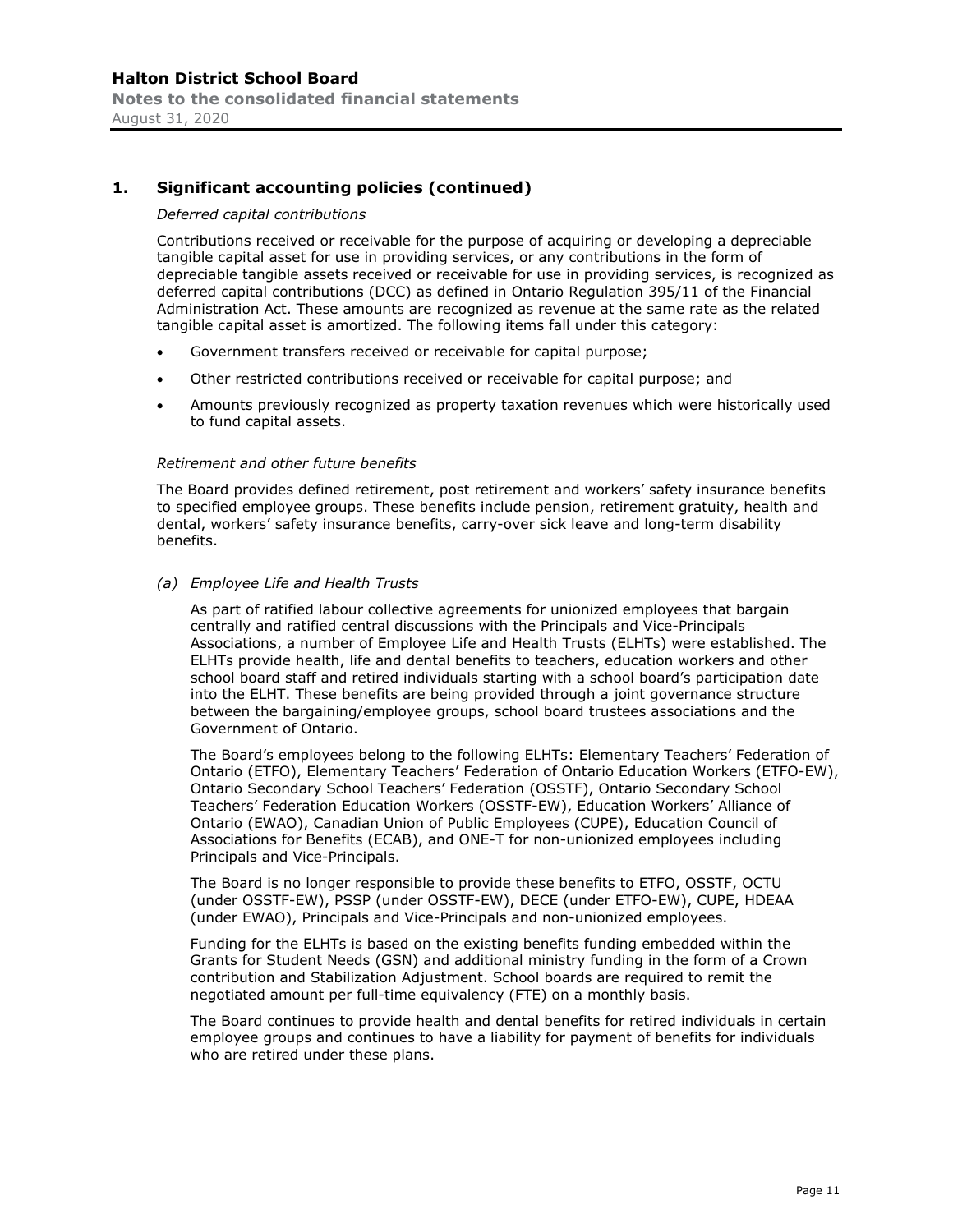## 1. Significant accounting policies (continued)

*Deferred capital contributions*

Contributions received or receivable for the purpose of acquiring or developing a depreciable tangible capital asset for use in providing services, or any contributions in the form of depreciable tangible assets received or receivable for use in providing services, is recognized as deferred capital contributions (DCC) as defined in Ontario Regulation 395/11 of the Financial Administration Act. These amounts are recognized as revenue at the same rate as the related tangible capital asset is amortized. The following items fall under this category:

- Government transfers received or receivable for capital purpose;
- Other restricted contributions received or receivable for capital purpose; and
- Amounts previously recognized as property taxation revenues which were historically used to fund capital assets.

*Retirement and other future benefits*

The Board provides defined retirement, post retirement and workers' safety insurance benefits to specified employee groups. These benefits include pension, retirement gratuity, health and dental, workers' safety insurance benefits, carry-over sick leave and long-term disability benefits.

*(a) Employee Life and Health Trusts*

As part of ratified labour collective agreements for unionized employees that bargain centrally and ratified central discussions with the Principals and Vice-Principals Associations, a number of Employee Life and Health Trusts (ELHTs) were established. The ELHTs provide health, life and dental benefits to teachers, education workers and other school board staff and retired individuals starting with a school board's participation date into the ELHT. These benefits are being provided through a joint governance structure between the bargaining/employee groups, school board trustees associations and the Government of Ontario.

The Board's employees belong to the following ELHTs: Elementary Teachers' Federation of Ontario (ETFO), Elementary Teachers' Federation of Ontario Education Workers (ETFO-EW), Ontario Secondary School Teachers' Federation (OSSTF), Ontario Secondary School Teachers' Federation Education Workers (OSSTF-EW), Education Workers' Alliance of Ontario (EWAO), Canadian Union of Public Employees (CUPE), Education Council of Associations for Benefits (ECAB), and ONE-T for non-unionized employees including Principals and Vice-Principals.

The Board is no longer responsible to provide these benefits to ETFO, OSSTF, OCTU (under OSSTF-EW), PSSP (under OSSTF-EW), DECE (under ETFO-EW), CUPE, HDEAA (under EWAO), Principals and Vice-Principals and non-unionized employees.

Funding for the ELHTs is based on the existing benefits funding embedded within the Grants for Student Needs (GSN) and additional ministry funding in the form of a Crown contribution and Stabilization Adjustment. School boards are required to remit the negotiated amount per full-time equivalency (FTE) on a monthly basis.

The Board continues to provide health and dental benefits for retired individuals in certain employee groups and continues to have a liability for payment of benefits for individuals who are retired under these plans.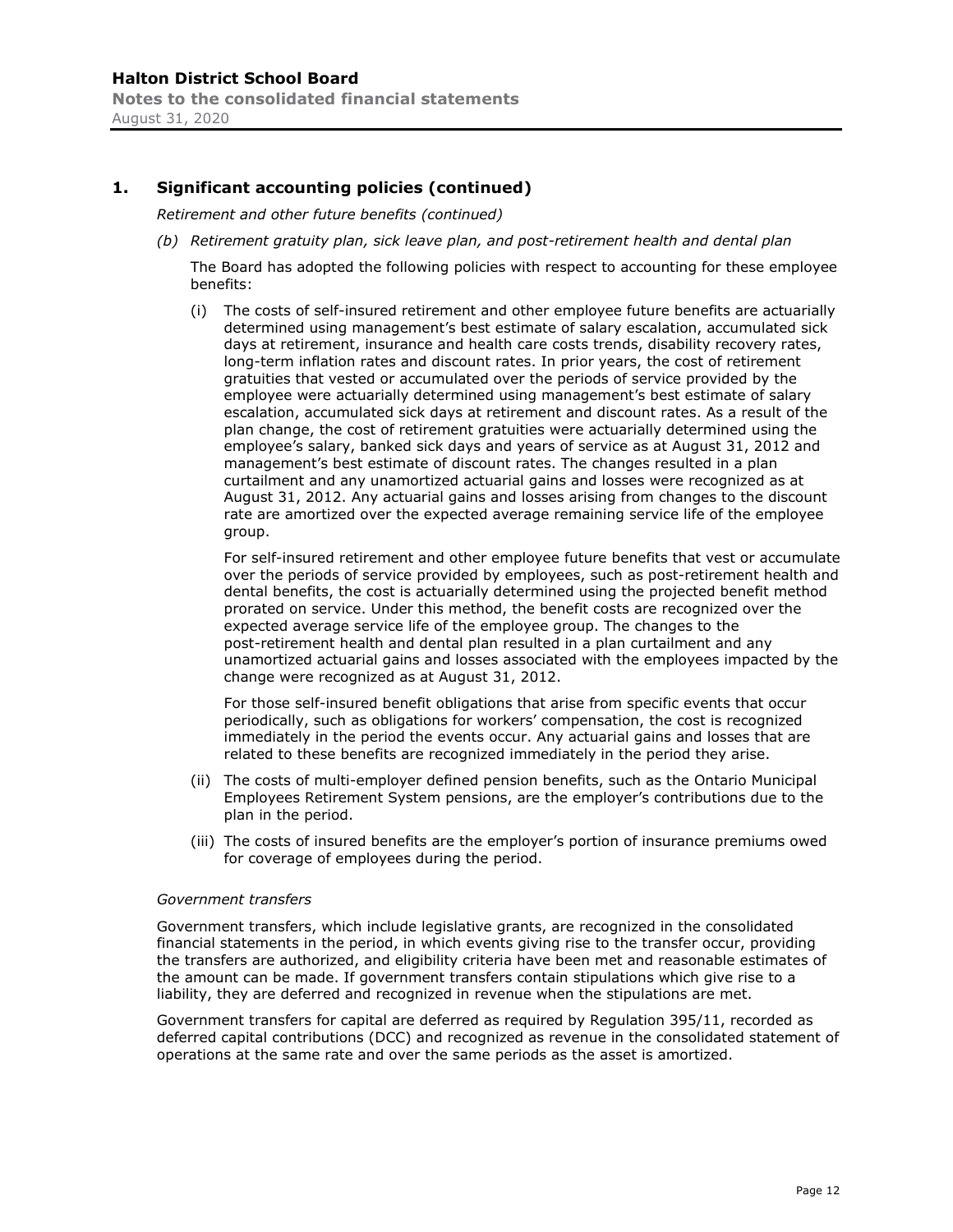## 1. Significant accounting policies (continued)

*Retirement and other future benefits (continued)*

*(b) Retirement gratuity plan, sick leave plan, and post-retirement health and dental plan*

The Board has adopted the following policies with respect to accounting for these employee benefits:

(i) The costs of self-insured retirement and other employee future benefits are actuarially determined using management's best estimate of salary escalation, accumulated sick days at retirement, insurance and health care costs trends, disability recovery rates, long-term inflation rates and discount rates. In prior years, the cost of retirement gratuities that vested or accumulated over the periods of service provided by the employee were actuarially determined using management's best estimate of salary escalation, accumulated sick days at retirement and discount rates. As a result of the plan change, the cost of retirement gratuities were actuarially determined using the employee's salary, banked sick days and years of service as at August 31, 2012 and management's best estimate of discount rates. The changes resulted in a plan curtailment and any unamortized actuarial gains and losses were recognized as at August 31, 2012. Any actuarial gains and losses arising from changes to the discount rate are amortized over the expected average remaining service life of the employee group.

For self-insured retirement and other employee future benefits that vest or accumulate over the periods of service provided by employees, such as post-retirement health and dental benefits, the cost is actuarially determined using the projected benefit method prorated on service. Under this method, the benefit costs are recognized over the expected average service life of the employee group. The changes to the post-retirement health and dental plan resulted in a plan curtailment and any unamortized actuarial gains and losses associated with the employees impacted by the change were recognized as at August 31, 2012.

For those self-insured benefit obligations that arise from specific events that occur periodically, such as obligations for workers' compensation, the cost is recognized immediately in the period the events occur. Any actuarial gains and losses that are related to these benefits are recognized immediately in the period they arise.

(ii) The costs of multi-employer defined pension benefits, such as the Ontario Municipal Employees Retirement System pensions, are the employer's contributions due to the plan in the period.

(iii) The costs of insured benefits are the employer's portion of insurance premiums owed for coverage of employees during the period.

*Government transfers*

Government transfers, which include legislative grants, are recognized in the consolidated financial statements in the period, in which events giving rise to the transfer occur, providing the transfers are authorized, and eligibility criteria have been met and reasonable estimates of the amount can be made. If government transfers contain stipulations which give rise to a liability, they are deferred and recognized in revenue when the stipulations are met.

Government transfers for capital are deferred as required by Regulation 395/11, recorded as deferred capital contributions (DCC) and recognized as revenue in the consolidated statement of operations at the same rate and over the same periods as the asset is amortized.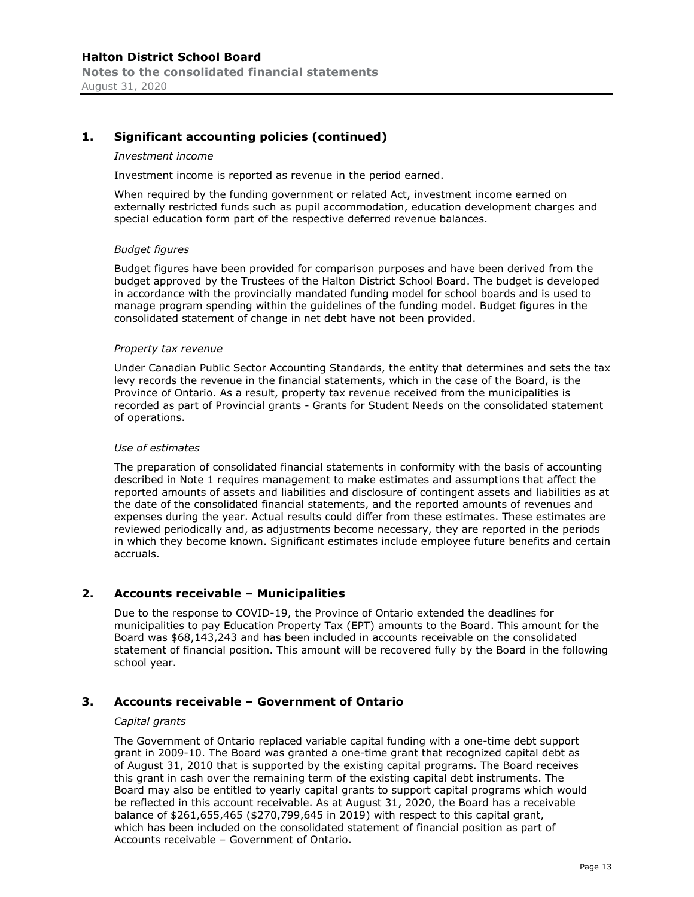## 1. Significant accounting policies (continued)

*Investment income*

Investment income is reported as revenue in the period earned.

When required by the funding government or related Act, investment income earned on externally restricted funds such as pupil accommodation, education development charges and special education form part of the respective deferred revenue balances.

*Budget figures*

Budget figures have been provided for comparison purposes and have been derived from the budget approved by the Trustees of the Halton District School Board. The budget is developed in accordance with the provincially mandated funding model for school boards and is used to manage program spending within the guidelines of the funding model. Budget figures in the consolidated statement of change in net debt have not been provided.

*Property tax revenue*

Under Canadian Public Sector Accounting Standards, the entity that determines and sets the tax levy records the revenue in the financial statements, which in the case of the Board, is the Province of Ontario. As a result, property tax revenue received from the municipalities is recorded as part of Provincial grants - Grants for Student Needs on the consolidated statement of operations.

*Use of estimates*

The preparation of consolidated financial statements in conformity with the basis of accounting described in Note 1 requires management to make estimates and assumptions that affect the reported amounts of assets and liabilities and disclosure of contingent assets and liabilities as at the date of the consolidated financial statements, and the reported amounts of revenues and expenses during the year. Actual results could differ from these estimates. These estimates are reviewed periodically and, as adjustments become necessary, they are reported in the periods in which they become known. Significant estimates include employee future benefits and certain accruals.

## 2. Accounts receivable – Municipalities

Due to the response to COVID-19, the Province of Ontario extended the deadlines for municipalities to pay Education Property Tax (EPT) amounts to the Board. This amount for the Board was $68,143,243 and has been included in accounts receivable on the consolidated statement of financial position. This amount will be recovered fully by the Board in the following school year.

## 3. Accounts receivable – Government of Ontario

*Capital grants*

The Government of Ontario replaced variable capital funding with a one-time debt support grant in 2009-10. The Board was granted a one-time grant that recognized capital debt as of August 31, 2010 that is supported by the existing capital programs. The Board receives this grant in cash over the remaining term of the existing capital debt instruments. The Board may also be entitled to yearly capital grants to support capital programs which would be reflected in this account receivable. As at August 31, 2020, the Board has a receivable balance of $261,655,465 ($270,799,645 in 2019) with respect to this capital grant, which has been included on the consolidated statement of financial position as part of Accounts receivable – Government of Ontario.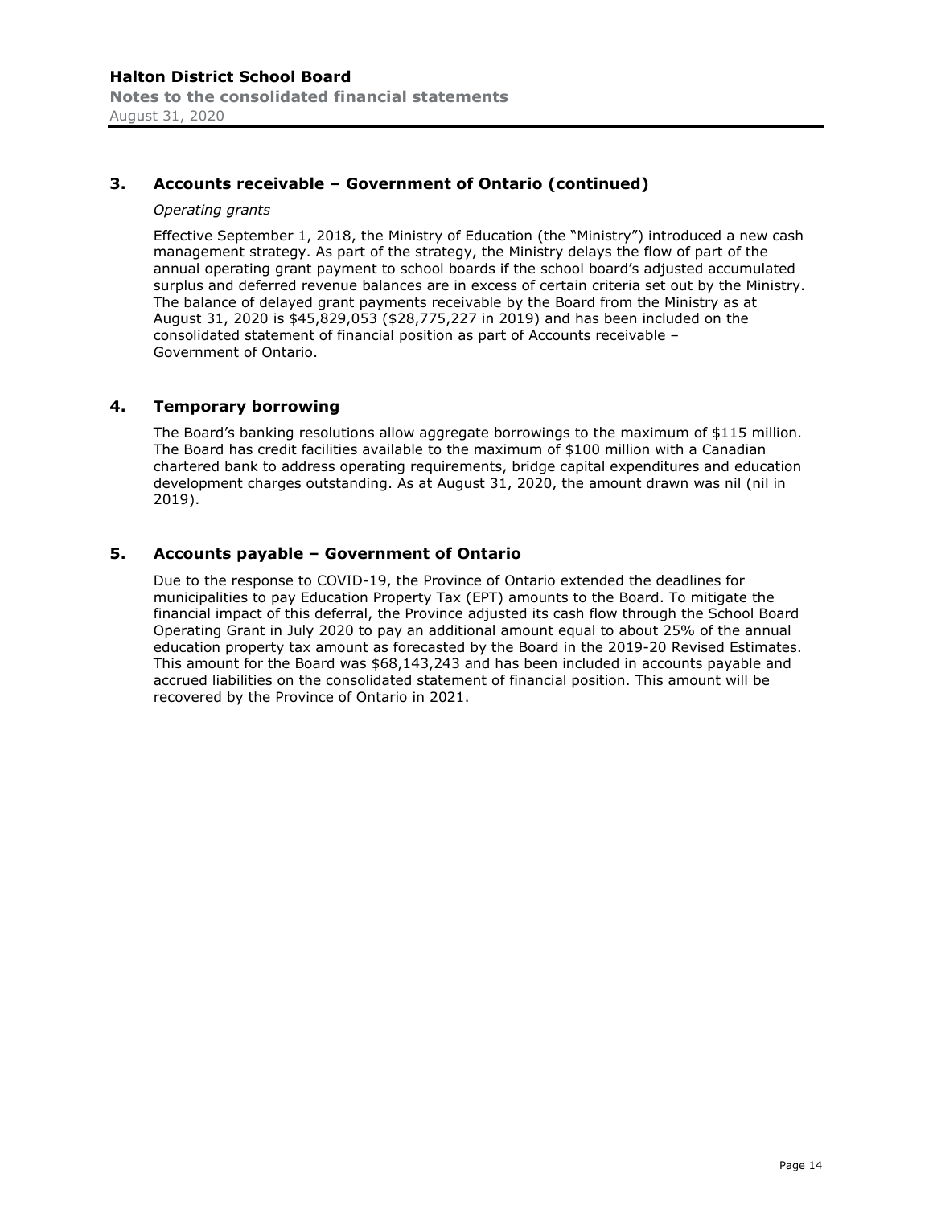## 3. Accounts receivable – Government of Ontario (continued)

*Operating grants*

Effective September 1, 2018, the Ministry of Education (the "Ministry") introduced a new cash management strategy. As part of the strategy, the Ministry delays the flow of part of the annual operating grant payment to school boards if the school board's adjusted accumulated surplus and deferred revenue balances are in excess of certain criteria set out by the Ministry. The balance of delayed grant payments receivable by the Board from the Ministry as at August 31, 2020 is $45,829,053 ($28,775,227 in 2019) and has been included on the consolidated statement of financial position as part of Accounts receivable – Government of Ontario.

## 4. Temporary borrowing

The Board's banking resolutions allow aggregate borrowings to the maximum of $115 million. The Board has credit facilities available to the maximum of $100 million with a Canadian chartered bank to address operating requirements, bridge capital expenditures and education development charges outstanding. As at August 31, 2020, the amount drawn was nil (nil in 2019).

## 5. Accounts payable – Government of Ontario

Due to the response to COVID-19, the Province of Ontario extended the deadlines for municipalities to pay Education Property Tax (EPT) amounts to the Board. To mitigate the financial impact of this deferral, the Province adjusted its cash flow through the School Board Operating Grant in July 2020 to pay an additional amount equal to about 25% of the annual education property tax amount as forecasted by the Board in the 2019-20 Revised Estimates. This amount for the Board was $68,143,243 and has been included in accounts payable and accrued liabilities on the consolidated statement of financial position. This amount will be recovered by the Province of Ontario in 2021.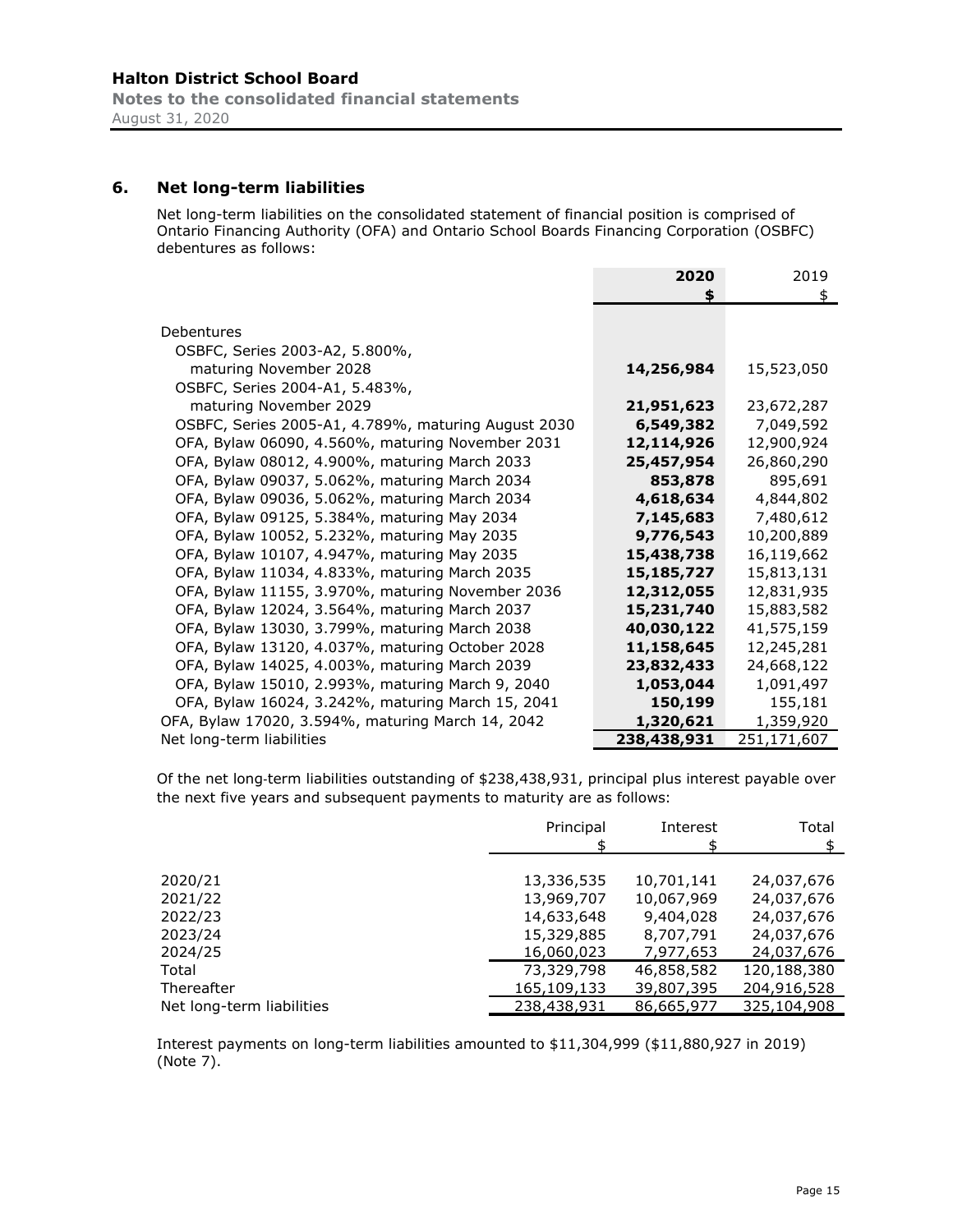## 6. Net long-term liabilities

Net long-term liabilities on the consolidated statement of financial position is comprised of Ontario Financing Authority (OFA) and Ontario School Boards Financing Corporation (OSBFC) debentures as follows:

| | **2020** | 2019 |
|---|---|---|
| | **$** | $ |
| Debentures | | |
| OSBFC, Series 2003-A2, 5.800%, maturing November 2028 | **14,256,984** | 15,523,050 |
| OSBFC, Series 2004-A1, 5.483%, maturing November 2029 | **21,951,623** | 23,672,287 |
| OSBFC, Series 2005-A1, 4.789%, maturing August 2030 | **6,549,382** | 7,049,592 |
| OFA, Bylaw 06090, 4.560%, maturing November 2031 | **12,114,926** | 12,900,924 |
| OFA, Bylaw 08012, 4.900%, maturing March 2033 | **25,457,954** | 26,860,290 |
| OFA, Bylaw 09037, 5.062%, maturing March 2034 | **853,878** | 895,691 |
| OFA, Bylaw 09036, 5.062%, maturing March 2034 | **4,618,634** | 4,844,802 |
| OFA, Bylaw 09125, 5.384%, maturing May 2034 | **7,145,683** | 7,480,612 |
| OFA, Bylaw 10052, 5.232%, maturing May 2035 | **9,776,543** | 10,200,889 |
| OFA, Bylaw 10107, 4.947%, maturing May 2035 | **15,438,738** | 16,119,662 |
| OFA, Bylaw 11034, 4.833%, maturing March 2035 | **15,185,727** | 15,813,131 |
| OFA, Bylaw 11155, 3.970%, maturing November 2036 | **12,312,055** | 12,831,935 |
| OFA, Bylaw 12024, 3.564%, maturing March 2037 | **15,231,740** | 15,883,582 |
| OFA, Bylaw 13030, 3.799%, maturing March 2038 | **40,030,122** | 41,575,159 |
| OFA, Bylaw 13120, 4.037%, maturing October 2028 | **11,158,645** | 12,245,281 |
| OFA, Bylaw 14025, 4.003%, maturing March 2039 | **23,832,433** | 24,668,122 |
| OFA, Bylaw 15010, 2.993%, maturing March 9, 2040 | **1,053,044** | 1,091,497 |
| OFA, Bylaw 16024, 3.242%, maturing March 15, 2041 | **150,199** | 155,181 |
| OFA, Bylaw 17020, 3.594%, maturing March 14, 2042 | **1,320,621** | 1,359,920 |
| Net long-term liabilities | **238,438,931** | 251,171,607 |

Of the net long-term liabilities outstanding of $238,438,931, principal plus interest payable over the next five years and subsequent payments to maturity are as follows:

| | Principal | Interest | Total |
|---|---|---|---|
| | $ | $ | $ |
| 2020/21 | 13,336,535 | 10,701,141 | 24,037,676 |
| 2021/22 | 13,969,707 | 10,067,969 | 24,037,676 |
| 2022/23 | 14,633,648 | 9,404,028 | 24,037,676 |
| 2023/24 | 15,329,885 | 8,707,791 | 24,037,676 |
| 2024/25 | 16,060,023 | 7,977,653 | 24,037,676 |
| Total | 73,329,798 | 46,858,582 | 120,188,380 |
| Thereafter | 165,109,133 | 39,807,395 | 204,916,528 |
| Net long-term liabilities | 238,438,931 | 86,665,977 | 325,104,908 |

Interest payments on long-term liabilities amounted to $11,304,999 ($11,880,927 in 2019) (Note 7).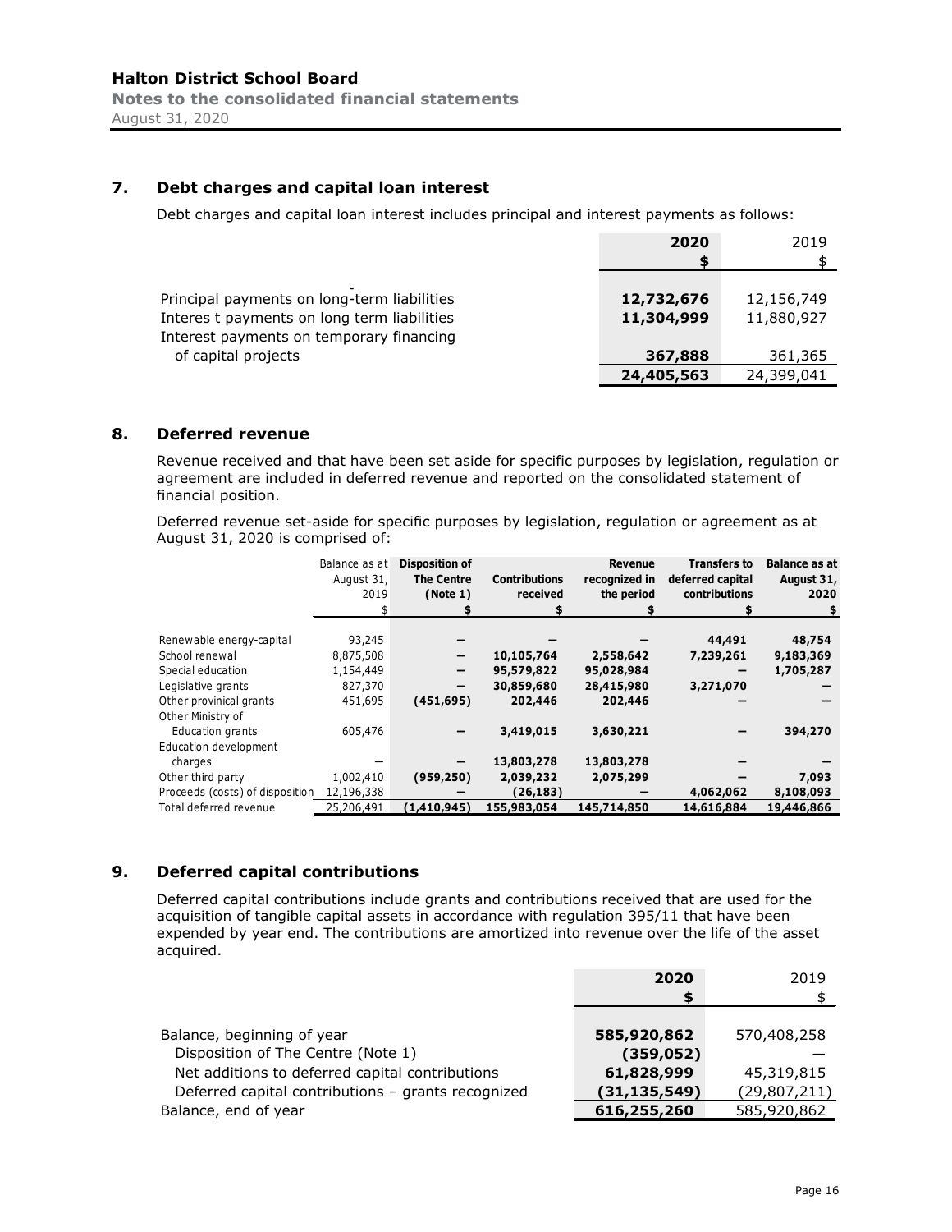## 7. Debt charges and capital loan interest

Debt charges and capital loan interest includes principal and interest payments as follows:

| | 2020 $ | 2019 $ |
|---|---|---|
| Principal payments on long-term liabilities | **12,732,676** | 12,156,749 |
| Interes t payments on long term liabilities | **11,304,999** | 11,880,927 |
| Interest payments on temporary financing of capital projects | **367,888** | 361,365 |
| | **24,405,563** | 24,399,041 |

## 8. Deferred revenue

Revenue received and that have been set aside for specific purposes by legislation, regulation or agreement are included in deferred revenue and reported on the consolidated statement of financial position.

Deferred revenue set-aside for specific purposes by legislation, regulation or agreement as at August 31, 2020 is comprised of:

| | Balance as at August 31, 2019 $ | Disposition of The Centre (Note 1) $ | Contributions received $ | Revenue recognized in the period $ | Transfers to deferred capital contributions $ | Balance as at August 31, 2020 $ |
|---|---|---|---|---|---|---|
| Renewable energy-capital | 93,245 | **–** | **–** | **–** | **44,491** | **48,754** |
| School renewal | 8,875,508 | **–** | **10,105,764** | **2,558,642** | **7,239,261** | **9,183,369** |
| Special education | 1,154,449 | **–** | **95,579,822** | **95,028,984** | **–** | **1,705,287** |
| Legislative grants | 827,370 | **–** | **30,859,680** | **28,415,980** | **3,271,070** | **–** |
| Other provincial grants | 451,695 | **(451,695)** | **202,446** | **202,446** | **–** | **–** |
| Other Ministry of Education grants | 605,476 | **–** | **3,419,015** | **3,630,221** | **–** | **394,270** |
| Education development charges | – | **–** | **13,803,278** | **13,803,278** | **–** | **–** |
| Other third party | 1,002,410 | **(959,250)** | **2,039,232** | **2,075,299** | **–** | **7,093** |
| Proceeds (costs) of disposition | 12,196,338 | **–** | **(26,183)** | **–** | **4,062,062** | **8,108,093** |
| Total deferred revenue | 25,206,491 | **(1,410,945)** | **155,983,054** | **145,714,850** | **14,616,884** | **19,446,866** |

## 9. Deferred capital contributions

Deferred capital contributions include grants and contributions received that are used for the acquisition of tangible capital assets in accordance with regulation 395/11 that have been expended by year end. The contributions are amortized into revenue over the life of the asset acquired.

| | 2020 $ | 2019 $ |
|---|---|---|
| Balance, beginning of year | **585,920,862** | 570,408,258 |
| Disposition of The Centre (Note 1) | **(359,052)** | — |
| Net additions to deferred capital contributions | **61,828,999** | 45,319,815 |
| Deferred capital contributions – grants recognized | **(31,135,549)** | (29,807,211) |
| Balance, end of year | **616,255,260** | 585,920,862 |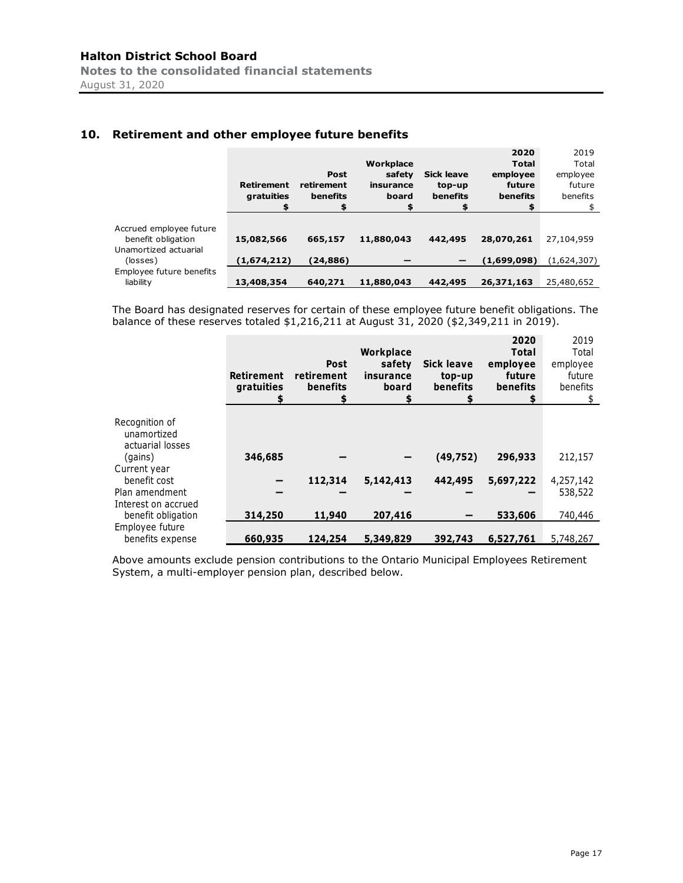## 10. Retirement and other employee future benefits

| | Retirement gratuities<br>$ | Post retirement benefits<br>$ | Workplace safety insurance board<br>$ | Sick leave top-up benefits<br>$ | 2020 Total employee future benefits<br>$ | 2019 Total employee future benefits<br>$ |
|---|---|---|---|---|---|---|
| Accrued employee future benefit obligation | **15,082,566** | **665,157** | **11,880,043** | **442,495** | **28,070,261** | 27,104,959 |
| Unamortized actuarial (losses) | **(1,674,212)** | **(24,886)** | **—** | **—** | **(1,699,098)** | (1,624,307) |
| Employee future benefits liability | **13,408,354** | **640,271** | **11,880,043** | **442,495** | **26,371,163** | 25,480,652 |

The Board has designated reserves for certain of these employee future benefit obligations. The balance of these reserves totaled $1,216,211 at August 31, 2020 ($2,349,211 in 2019).

| | Retirement gratuities<br>$ | Post retirement benefits<br>$ | Workplace safety insurance board<br>$ | Sick leave top-up benefits<br>$ | 2020 Total employee future benefits<br>$ | 2019 Total employee future benefits<br>$ |
|---|---|---|---|---|---|---|
| Recognition of unamortized actuarial losses (gains) | **346,685** | **—** | **—** | **(49,752)** | **296,933** | 212,157 |
| Current year benefit cost | **—** | **112,314** | **5,142,413** | **442,495** | **5,697,222** | 4,257,142 |
| Plan amendment | **—** | **—** | **—** | **—** | **—** | 538,522 |
| Interest on accrued benefit obligation | **314,250** | **11,940** | **207,416** | **—** | **533,606** | 740,446 |
| Employee future benefits expense | **660,935** | **124,254** | **5,349,829** | **392,743** | **6,527,761** | 5,748,267 |

Above amounts exclude pension contributions to the Ontario Municipal Employees Retirement System, a multi-employer pension plan, described below.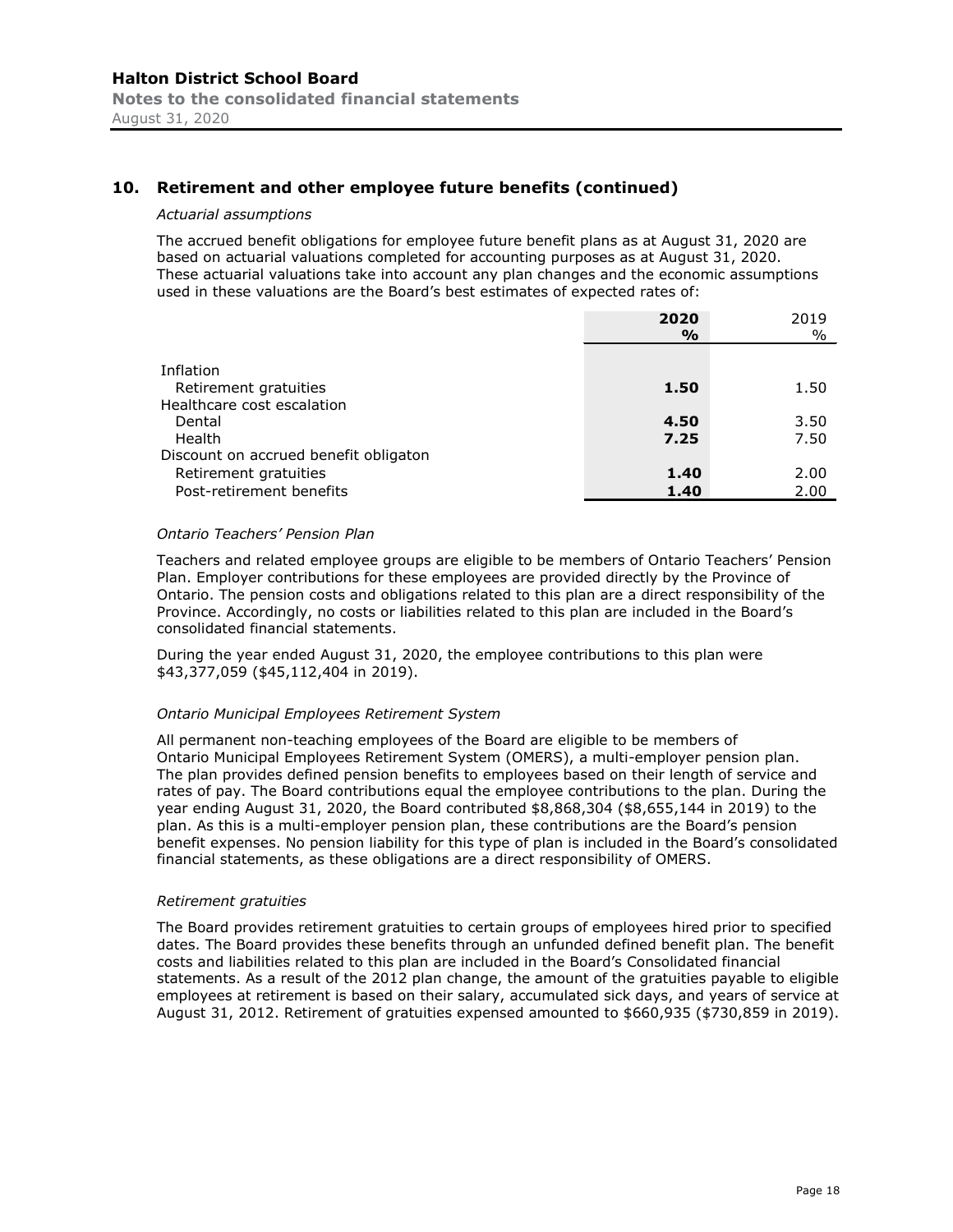## 10. Retirement and other employee future benefits (continued)

*Actuarial assumptions*

The accrued benefit obligations for employee future benefit plans as at August 31, 2020 are based on actuarial valuations completed for accounting purposes as at August 31, 2020. These actuarial valuations take into account any plan changes and the economic assumptions used in these valuations are the Board's best estimates of expected rates of:

| | **2020** | 2019 |
|---|---|---|
| | **%** | % |
| Inflation | | |
| Retirement gratuities | **1.50** | 1.50 |
| Healthcare cost escalation | | |
| Dental | **4.50** | 3.50 |
| Health | **7.25** | 7.50 |
| Discount on accrued benefit obligaton | | |
| Retirement gratuities | **1.40** | 2.00 |
| Post-retirement benefits | **1.40** | 2.00 |

*Ontario Teachers' Pension Plan*

Teachers and related employee groups are eligible to be members of Ontario Teachers' Pension Plan. Employer contributions for these employees are provided directly by the Province of Ontario. The pension costs and obligations related to this plan are a direct responsibility of the Province. Accordingly, no costs or liabilities related to this plan are included in the Board's consolidated financial statements.

During the year ended August 31, 2020, the employee contributions to this plan were $43,377,059 ($45,112,404 in 2019).

*Ontario Municipal Employees Retirement System*

All permanent non-teaching employees of the Board are eligible to be members of Ontario Municipal Employees Retirement System (OMERS), a multi-employer pension plan. The plan provides defined pension benefits to employees based on their length of service and rates of pay. The Board contributions equal the employee contributions to the plan. During the year ending August 31, 2020, the Board contributed $8,868,304 ($8,655,144 in 2019) to the plan. As this is a multi-employer pension plan, these contributions are the Board's pension benefit expenses. No pension liability for this type of plan is included in the Board's consolidated financial statements, as these obligations are a direct responsibility of OMERS.

*Retirement gratuities*

The Board provides retirement gratuities to certain groups of employees hired prior to specified dates. The Board provides these benefits through an unfunded defined benefit plan. The benefit costs and liabilities related to this plan are included in the Board's Consolidated financial statements. As a result of the 2012 plan change, the amount of the gratuities payable to eligible employees at retirement is based on their salary, accumulated sick days, and years of service at August 31, 2012. Retirement of gratuities expensed amounted to $660,935 ($730,859 in 2019).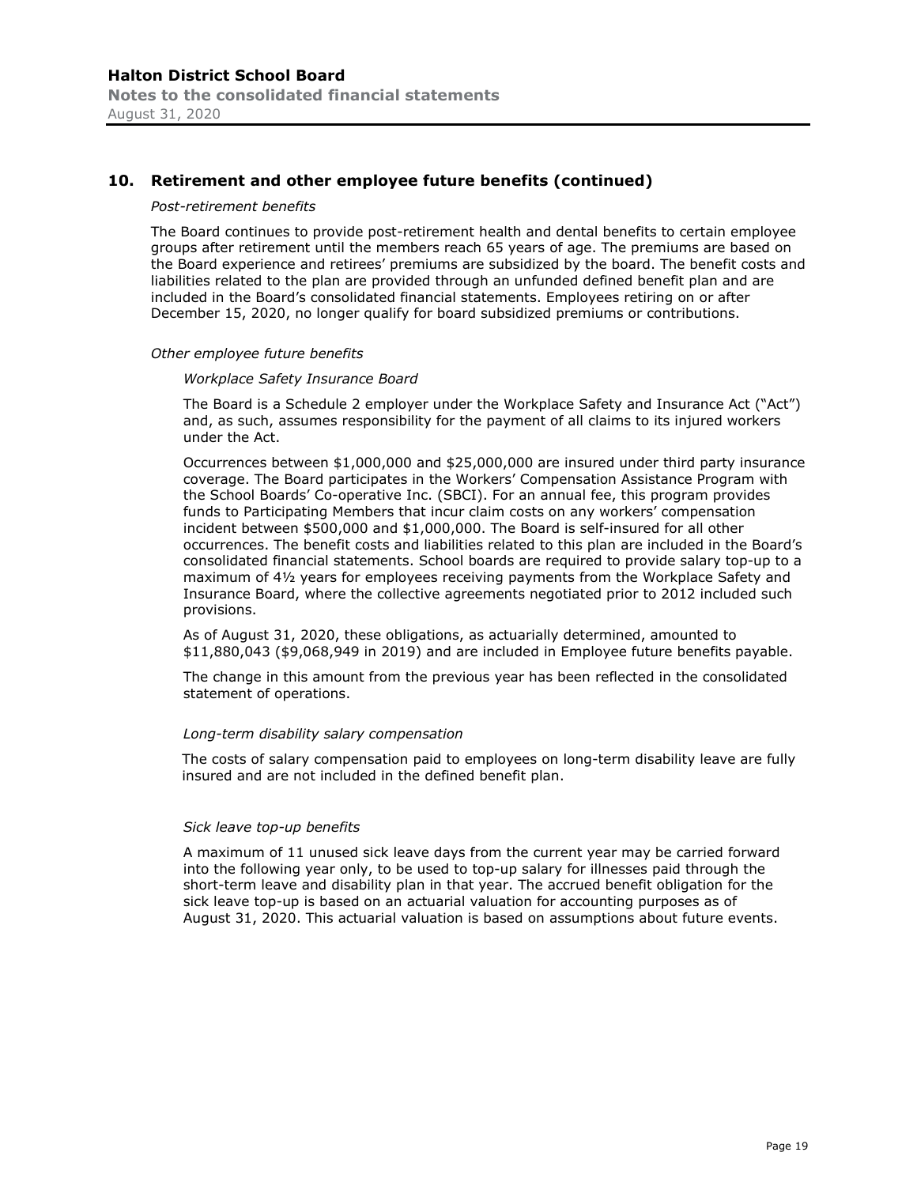## 10. Retirement and other employee future benefits (continued)

*Post-retirement benefits*

The Board continues to provide post-retirement health and dental benefits to certain employee groups after retirement until the members reach 65 years of age. The premiums are based on the Board experience and retirees' premiums are subsidized by the board. The benefit costs and liabilities related to the plan are provided through an unfunded defined benefit plan and are included in the Board's consolidated financial statements. Employees retiring on or after December 15, 2020, no longer qualify for board subsidized premiums or contributions.

*Other employee future benefits*

*Workplace Safety Insurance Board*

The Board is a Schedule 2 employer under the Workplace Safety and Insurance Act ("Act") and, as such, assumes responsibility for the payment of all claims to its injured workers under the Act.

Occurrences between $1,000,000 and $25,000,000 are insured under third party insurance coverage. The Board participates in the Workers' Compensation Assistance Program with the School Boards' Co-operative Inc. (SBCI). For an annual fee, this program provides funds to Participating Members that incur claim costs on any workers' compensation incident between $500,000 and $1,000,000. The Board is self-insured for all other occurrences. The benefit costs and liabilities related to this plan are included in the Board's consolidated financial statements. School boards are required to provide salary top-up to a maximum of 4½ years for employees receiving payments from the Workplace Safety and Insurance Board, where the collective agreements negotiated prior to 2012 included such provisions.

As of August 31, 2020, these obligations, as actuarially determined, amounted to $11,880,043 ($9,068,949 in 2019) and are included in Employee future benefits payable.

The change in this amount from the previous year has been reflected in the consolidated statement of operations.

*Long-term disability salary compensation*

The costs of salary compensation paid to employees on long-term disability leave are fully insured and are not included in the defined benefit plan.

*Sick leave top-up benefits*

A maximum of 11 unused sick leave days from the current year may be carried forward into the following year only, to be used to top-up salary for illnesses paid through the short-term leave and disability plan in that year. The accrued benefit obligation for the sick leave top-up is based on an actuarial valuation for accounting purposes as of August 31, 2020. This actuarial valuation is based on assumptions about future events.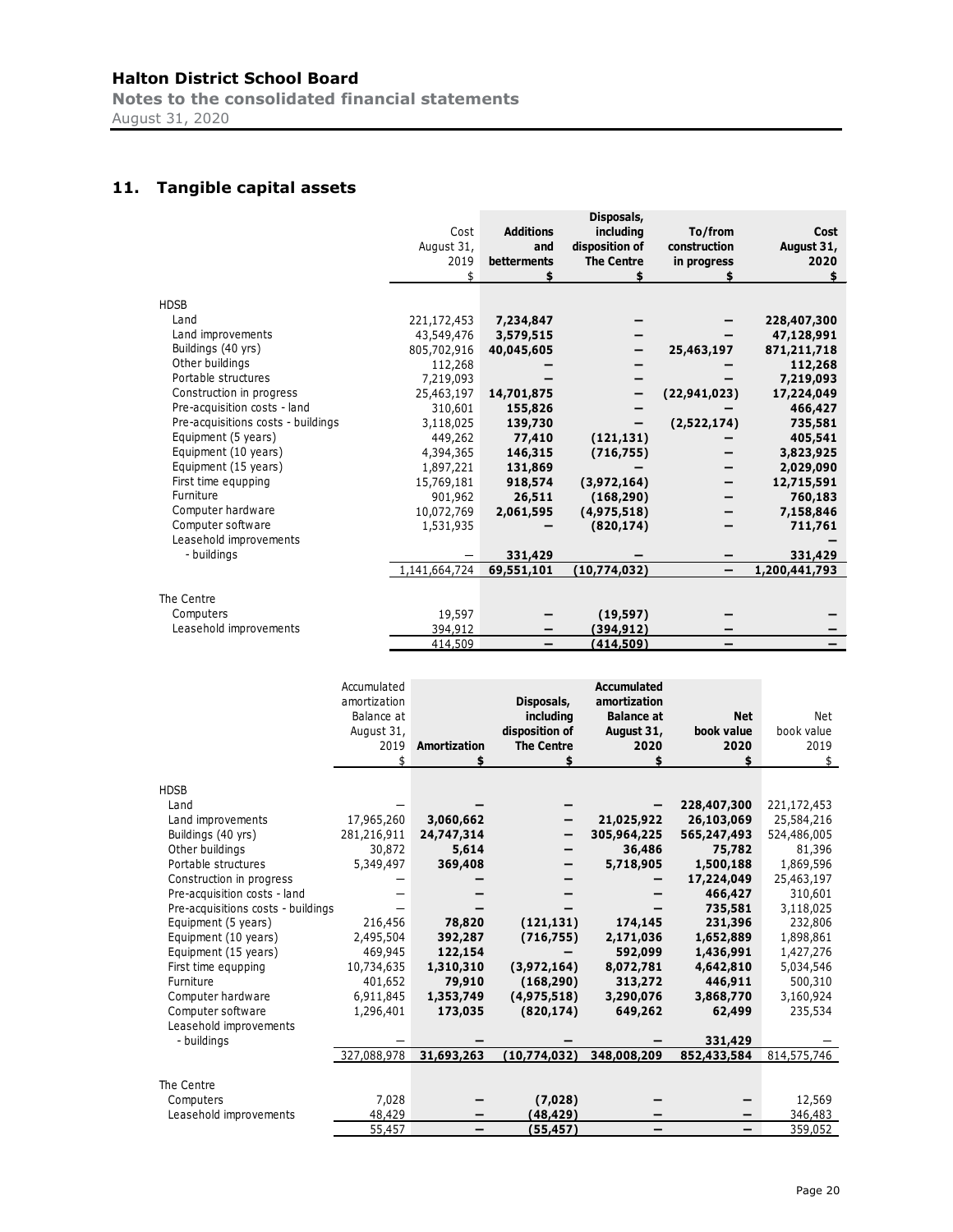## 11. Tangible capital assets

| | Cost August 31, 2019 $ | Additions and betterments $ | Disposals, including disposition of The Centre $ | To/from construction in progress $ | Cost August 31, 2020 $ |
|---|---|---|---|---|---|
| HDSB | | | | | |
| Land | 221,172,453 | **7,234,847** | **—** | **—** | **228,407,300** |
| Land improvements | 43,549,476 | **3,579,515** | **—** | **—** | **47,128,991** |
| Buildings (40 yrs) | 805,702,916 | **40,045,605** | **—** | **25,463,197** | **871,211,718** |
| Other buildings | 112,268 | **—** | **—** | **—** | **112,268** |
| Portable structures | 7,219,093 | **—** | **—** | **—** | **7,219,093** |
| Construction in progress | 25,463,197 | **14,701,875** | **—** | **(22,941,023)** | **17,224,049** |
| Pre-acquisition costs - land | 310,601 | **155,826** | **—** | **—** | **466,427** |
| Pre-acquisitions costs - buildings | 3,118,025 | **139,730** | **—** | **(2,522,174)** | **735,581** |
| Equipment (5 years) | 449,262 | **77,410** | **(121,131)** | **—** | **405,541** |
| Equipment (10 years) | 4,394,365 | **146,315** | **(716,755)** | **—** | **3,823,925** |
| Equipment (15 years) | 1,897,221 | **131,869** | **—** | **—** | **2,029,090** |
| First time equpping | 15,769,181 | **918,574** | **(3,972,164)** | **—** | **12,715,591** |
| Furniture | 901,962 | **26,511** | **(168,290)** | **—** | **760,183** |
| Computer hardware | 10,072,769 | **2,061,595** | **(4,975,518)** | **—** | **7,158,846** |
| Computer software | 1,531,935 | **—** | **(820,174)** | **—** | **711,761** |
| Leasehold improvements - buildings | — | **331,429** | **—** | **—** | **331,429** |
| | 1,141,664,724 | **69,551,101** | **(10,774,032)** | **—** | **1,200,441,793** |
| The Centre | | | | | |
| Computers | 19,597 | **—** | **(19,597)** | **—** | **—** |
| Leasehold improvements | 394,912 | **—** | **(394,912)** | **—** | **—** |
| | 414,509 | **—** | **(414,509)** | **—** | **—** |

| | Accumulated amortization Balance at August 31, 2019 $ | Amortization $ | Disposals, including disposition of The Centre $ | Accumulated amortization Balance at August 31, 2020 $ | Net book value 2020 $ | Net book value 2019 $ |
|---|---|---|---|---|---|---|
| HDSB | | | | | | |
| Land | — | **—** | **—** | **—** | **228,407,300** | 221,172,453 |
| Land improvements | 17,965,260 | **3,060,662** | **—** | **21,025,922** | **26,103,069** | 25,584,216 |
| Buildings (40 yrs) | 281,216,911 | **24,747,314** | **—** | **305,964,225** | **565,247,493** | 524,486,005 |
| Other buildings | 30,872 | **5,614** | **—** | **36,486** | **75,782** | 81,396 |
| Portable structures | 5,349,497 | **369,408** | **—** | **5,718,905** | **1,500,188** | 1,869,596 |
| Construction in progress | — | **—** | **—** | **—** | **17,224,049** | 25,463,197 |
| Pre-acquisition costs - land | — | **—** | **—** | **—** | **466,427** | 310,601 |
| Pre-acquisitions costs - buildings | — | **—** | **—** | **—** | **735,581** | 3,118,025 |
| Equipment (5 years) | 216,456 | **78,820** | **(121,131)** | **174,145** | **231,396** | 232,806 |
| Equipment (10 years) | 2,495,504 | **392,287** | **(716,755)** | **2,171,036** | **1,652,889** | 1,898,861 |
| Equipment (15 years) | 469,945 | **122,154** | **—** | **592,099** | **1,436,991** | 1,427,276 |
| First time equpping | 10,734,635 | **1,310,310** | **(3,972,164)** | **8,072,781** | **4,642,810** | 5,034,546 |
| Furniture | 401,652 | **79,910** | **(168,290)** | **313,272** | **446,911** | 500,310 |
| Computer hardware | 6,911,845 | **1,353,749** | **(4,975,518)** | **3,290,076** | **3,868,770** | 3,160,924 |
| Computer software | 1,296,401 | **173,035** | **(820,174)** | **649,262** | **62,499** | 235,534 |
| Leasehold improvements - buildings | — | **—** | **—** | **—** | **331,429** | — |
| | 327,088,978 | **31,693,263** | **(10,774,032)** | **348,008,209** | **852,433,584** | 814,575,746 |
| The Centre | | | | | | |
| Computers | 7,028 | **—** | **(7,028)** | **—** | **—** | 12,569 |
| Leasehold improvements | 48,429 | **—** | **(48,429)** | **—** | **—** | 346,483 |
| | 55,457 | **—** | **(55,457)** | **—** | **—** | 359,052 |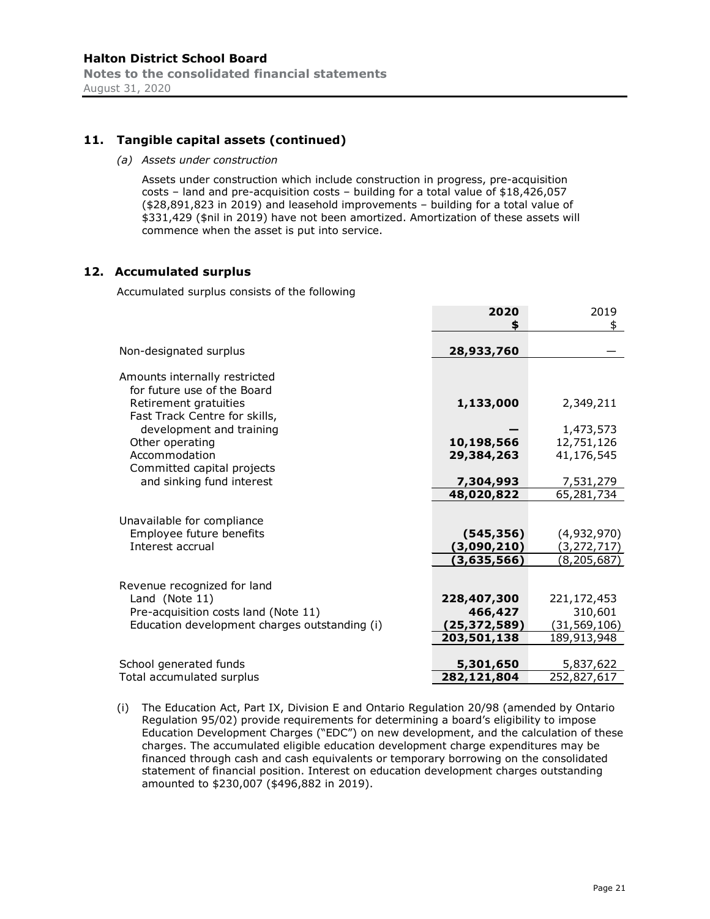## 11. Tangible capital assets (continued)

*(a) Assets under construction*

Assets under construction which include construction in progress, pre-acquisition costs – land and pre-acquisition costs – building for a total value of $18,426,057 ($28,891,823 in 2019) and leasehold improvements – building for a total value of $331,429 ($nil in 2019) have not been amortized. Amortization of these assets will commence when the asset is put into service.

## 12. Accumulated surplus

Accumulated surplus consists of the following

| | **2020** **$** | 2019 $ |
|---|---|---|
| Non-designated surplus | **28,933,760** | — |
| Amounts internally restricted for future use of the Board | | |
| Retirement gratuities | **1,133,000** | 2,349,211 |
| Fast Track Centre for skills, development and training | **—** | 1,473,573 |
| Other operating | **10,198,566** | 12,751,126 |
| Accommodation | **29,384,263** | 41,176,545 |
| Committed capital projects and sinking fund interest | **7,304,993** | 7,531,279 |
| | **48,020,822** | 65,281,734 |
| Unavailable for compliance | | |
| Employee future benefits | **(545,356)** | (4,932,970) |
| Interest accrual | **(3,090,210)** | (3,272,717) |
| | **(3,635,566)** | (8,205,687) |
| Revenue recognized for land | | |
| Land (Note 11) | **228,407,300** | 221,172,453 |
| Pre-acquisition costs land (Note 11) | **466,427** | 310,601 |
| Education development charges outstanding (i) | **(25,372,589)** | (31,569,106) |
| | **203,501,138** | 189,913,948 |
| School generated funds | **5,301,650** | 5,837,622 |
| Total accumulated surplus | **282,121,804** | 252,827,617 |

(i) The Education Act, Part IX, Division E and Ontario Regulation 20/98 (amended by Ontario Regulation 95/02) provide requirements for determining a board's eligibility to impose Education Development Charges ("EDC") on new development, and the calculation of these charges. The accumulated eligible education development charge expenditures may be financed through cash and cash equivalents or temporary borrowing on the consolidated statement of financial position. Interest on education development charges outstanding amounted to $230,007 ($496,882 in 2019).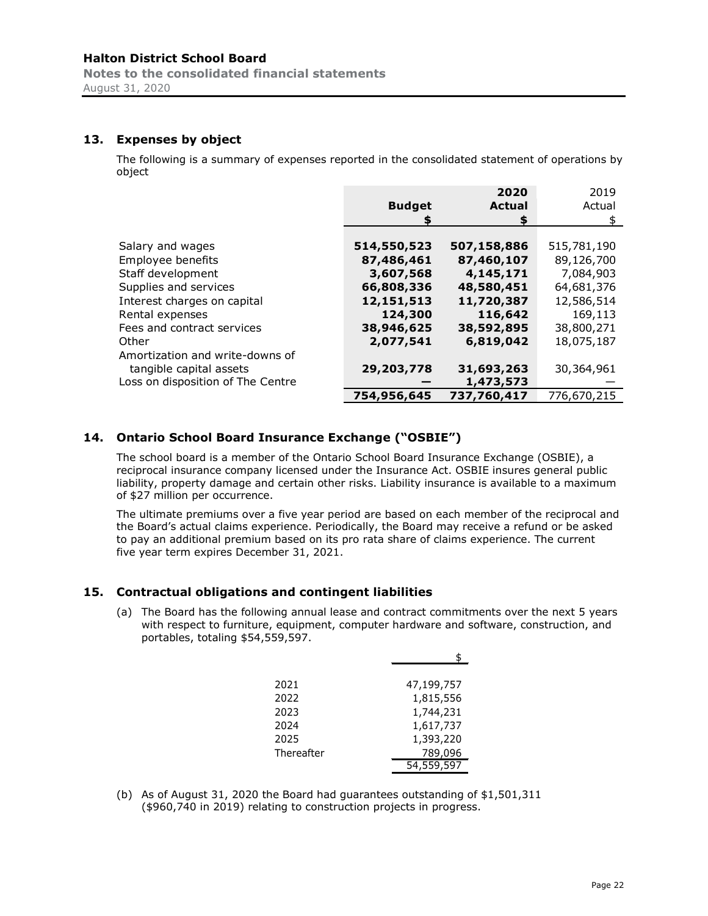## 13. Expenses by object

The following is a summary of expenses reported in the consolidated statement of operations by object

| | Budget<br>$ | 2020<br>Actual<br>$ | 2019<br>Actual<br>$ |
|---|---|---|---|
| Salary and wages | **514,550,523** | **507,158,886** | 515,781,190 |
| Employee benefits | **87,486,461** | **87,460,107** | 89,126,700 |
| Staff development | **3,607,568** | **4,145,171** | 7,084,903 |
| Supplies and services | **66,808,336** | **48,580,451** | 64,681,376 |
| Interest charges on capital | **12,151,513** | **11,720,387** | 12,586,514 |
| Rental expenses | **124,300** | **116,642** | 169,113 |
| Fees and contract services | **38,946,625** | **38,592,895** | 38,800,271 |
| Other | **2,077,541** | **6,819,042** | 18,075,187 |
| Amortization and write-downs of tangible capital assets | **29,203,778** | **31,693,263** | 30,364,961 |
| Loss on disposition of The Centre | **—** | **1,473,573** | — |
| | **754,956,645** | **737,760,417** | 776,670,215 |

## 14. Ontario School Board Insurance Exchange ("OSBIE")

The school board is a member of the Ontario School Board Insurance Exchange (OSBIE), a reciprocal insurance company licensed under the Insurance Act. OSBIE insures general public liability, property damage and certain other risks. Liability insurance is available to a maximum of $27 million per occurrence.

The ultimate premiums over a five year period are based on each member of the reciprocal and the Board's actual claims experience. Periodically, the Board may receive a refund or be asked to pay an additional premium based on its pro rata share of claims experience. The current five year term expires December 31, 2021.

## 15. Contractual obligations and contingent liabilities

(a) The Board has the following annual lease and contract commitments over the next 5 years with respect to furniture, equipment, computer hardware and software, construction, and portables, totaling $54,559,597.

| | $ |
|---|---|
| 2021 | 47,199,757 |
| 2022 | 1,815,556 |
| 2023 | 1,744,231 |
| 2024 | 1,617,737 |
| 2025 | 1,393,220 |
| Thereafter | 789,096 |
| | 54,559,597 |

(b) As of August 31, 2020 the Board had guarantees outstanding of $1,501,311 ($960,740 in 2019) relating to construction projects in progress.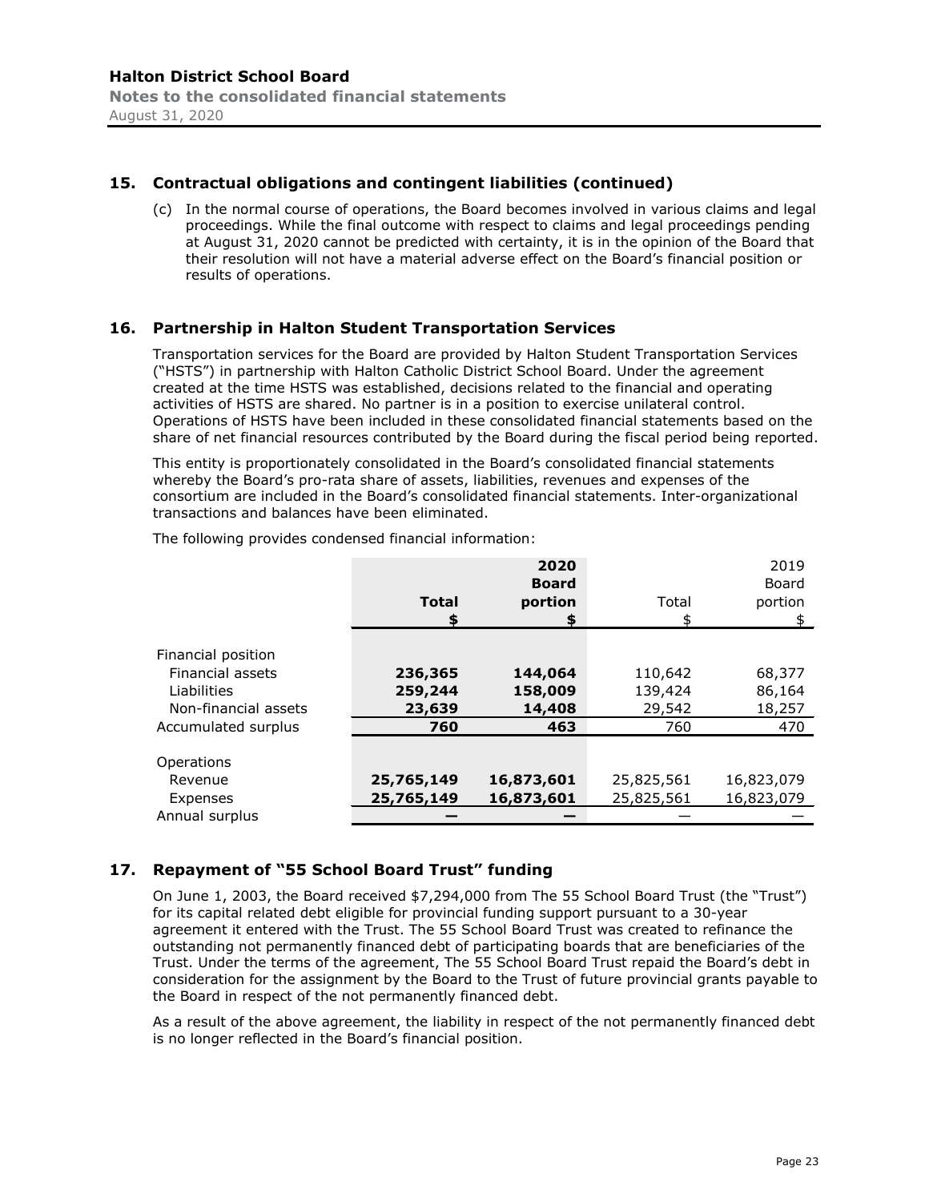## 15. Contractual obligations and contingent liabilities (continued)

(c) In the normal course of operations, the Board becomes involved in various claims and legal proceedings. While the final outcome with respect to claims and legal proceedings pending at August 31, 2020 cannot be predicted with certainty, it is in the opinion of the Board that their resolution will not have a material adverse effect on the Board's financial position or results of operations.

## 16. Partnership in Halton Student Transportation Services

Transportation services for the Board are provided by Halton Student Transportation Services ("HSTS") in partnership with Halton Catholic District School Board. Under the agreement created at the time HSTS was established, decisions related to the financial and operating activities of HSTS are shared. No partner is in a position to exercise unilateral control. Operations of HSTS have been included in these consolidated financial statements based on the share of net financial resources contributed by the Board during the fiscal period being reported.

This entity is proportionately consolidated in the Board's consolidated financial statements whereby the Board's pro-rata share of assets, liabilities, revenues and expenses of the consortium are included in the Board's consolidated financial statements. Inter-organizational transactions and balances have been eliminated.

The following provides condensed financial information:

| | **2020 Total $** | **2020 Board portion $** | 2019 Total $ | 2019 Board portion $ |
|---|---|---|---|---|
| Financial position | | | | |
| Financial assets | **236,365** | **144,064** | 110,642 | 68,377 |
| Liabilities | **259,244** | **158,009** | 139,424 | 86,164 |
| Non-financial assets | **23,639** | **14,408** | 29,542 | 18,257 |
| Accumulated surplus | **760** | **463** | 760 | 470 |
| Operations | | | | |
| Revenue | **25,765,149** | **16,873,601** | 25,825,561 | 16,823,079 |
| Expenses | **25,765,149** | **16,873,601** | 25,825,561 | 16,823,079 |
| Annual surplus | **—** | **—** | — | — |

## 17. Repayment of "55 School Board Trust" funding

On June 1, 2003, the Board received $7,294,000 from The 55 School Board Trust (the "Trust") for its capital related debt eligible for provincial funding support pursuant to a 30-year agreement it entered with the Trust. The 55 School Board Trust was created to refinance the outstanding not permanently financed debt of participating boards that are beneficiaries of the Trust. Under the terms of the agreement, The 55 School Board Trust repaid the Board's debt in consideration for the assignment by the Board to the Trust of future provincial grants payable to the Board in respect of the not permanently financed debt.

As a result of the above agreement, the liability in respect of the not permanently financed debt is no longer reflected in the Board's financial position.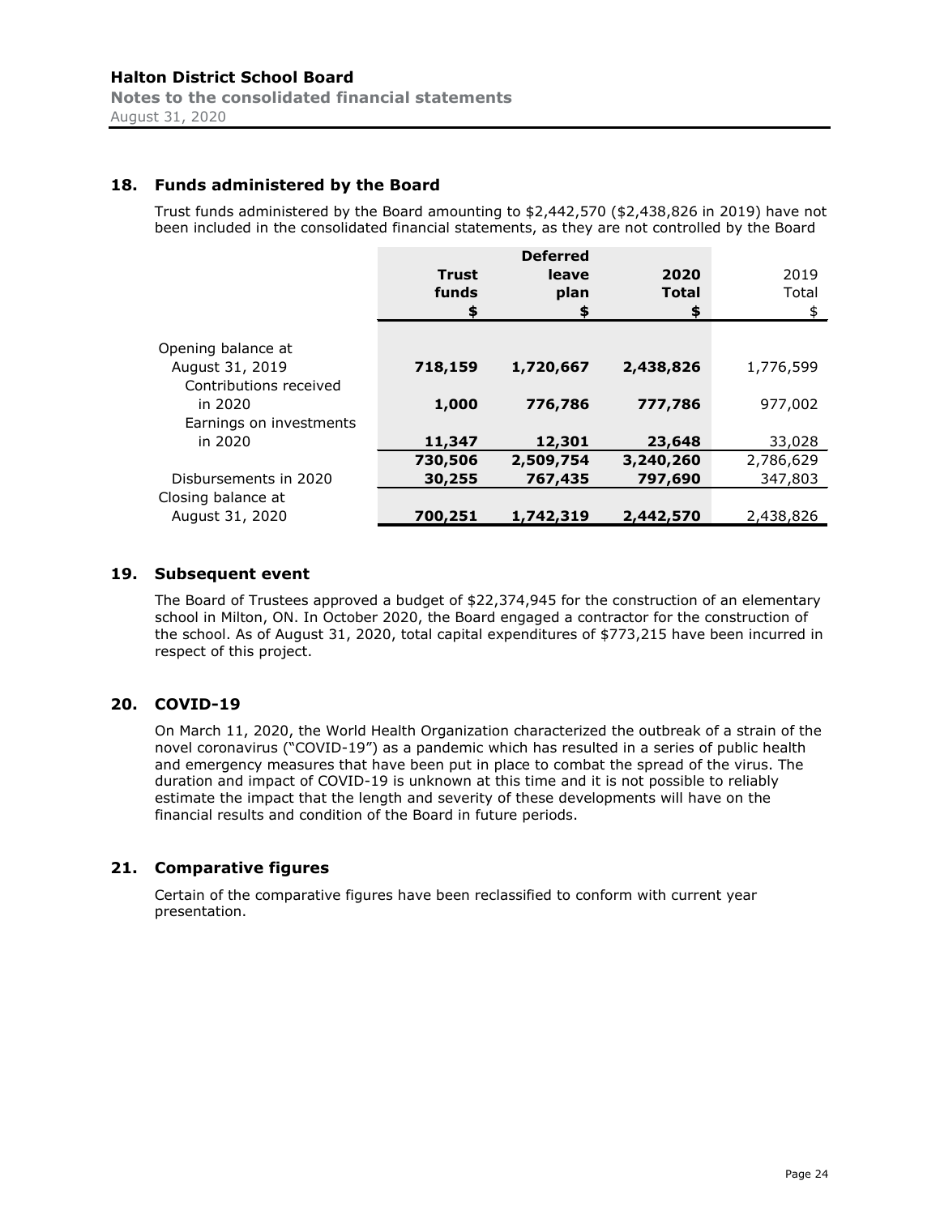## 18. Funds administered by the Board

Trust funds administered by the Board amounting to $2,442,570 ($2,438,826 in 2019) have not been included in the consolidated financial statements, as they are not controlled by the Board

| | Trust funds $ | Deferred leave plan $ | 2020 Total $ | 2019 Total $ |
|---|---|---|---|---|
| Opening balance at August 31, 2019 | **718,159** | **1,720,667** | **2,438,826** | 1,776,599 |
| Contributions received in 2020 | **1,000** | **776,786** | **777,786** | 977,002 |
| Earnings on investments in 2020 | **11,347** | **12,301** | **23,648** | 33,028 |
| | **730,506** | **2,509,754** | **3,240,260** | 2,786,629 |
| Disbursements in 2020 | **30,255** | **767,435** | **797,690** | 347,803 |
| Closing balance at August 31, 2020 | **700,251** | **1,742,319** | **2,442,570** | 2,438,826 |

## 19. Subsequent event

The Board of Trustees approved a budget of $22,374,945 for the construction of an elementary school in Milton, ON. In October 2020, the Board engaged a contractor for the construction of the school. As of August 31, 2020, total capital expenditures of $773,215 have been incurred in respect of this project.

## 20. COVID-19

On March 11, 2020, the World Health Organization characterized the outbreak of a strain of the novel coronavirus ("COVID-19") as a pandemic which has resulted in a series of public health and emergency measures that have been put in place to combat the spread of the virus. The duration and impact of COVID-19 is unknown at this time and it is not possible to reliably estimate the impact that the length and severity of these developments will have on the financial results and condition of the Board in future periods.

## 21. Comparative figures

Certain of the comparative figures have been reclassified to conform with current year presentation.